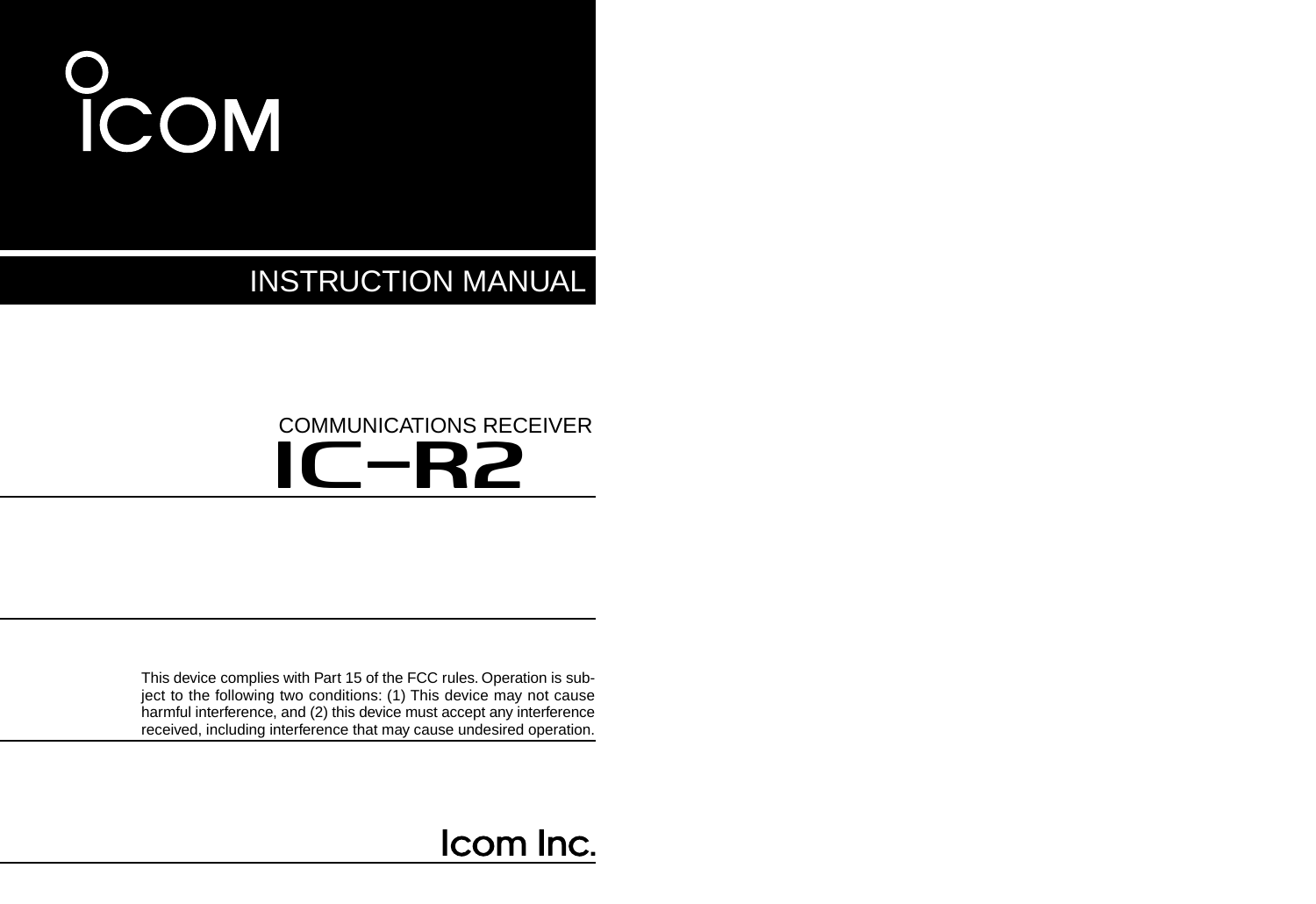# ICOM

## INSTRUCTION MANUAL

COMMUNICATIONS RECEIVER

# IC-R2

This device complies with Part 15 of the FCC rules. Operation is subject to the following two conditions: (1) This device may not cause harmful interference, and (2) this device must accept any interference received, including interference that may cause undesired operation.

Icom Inc.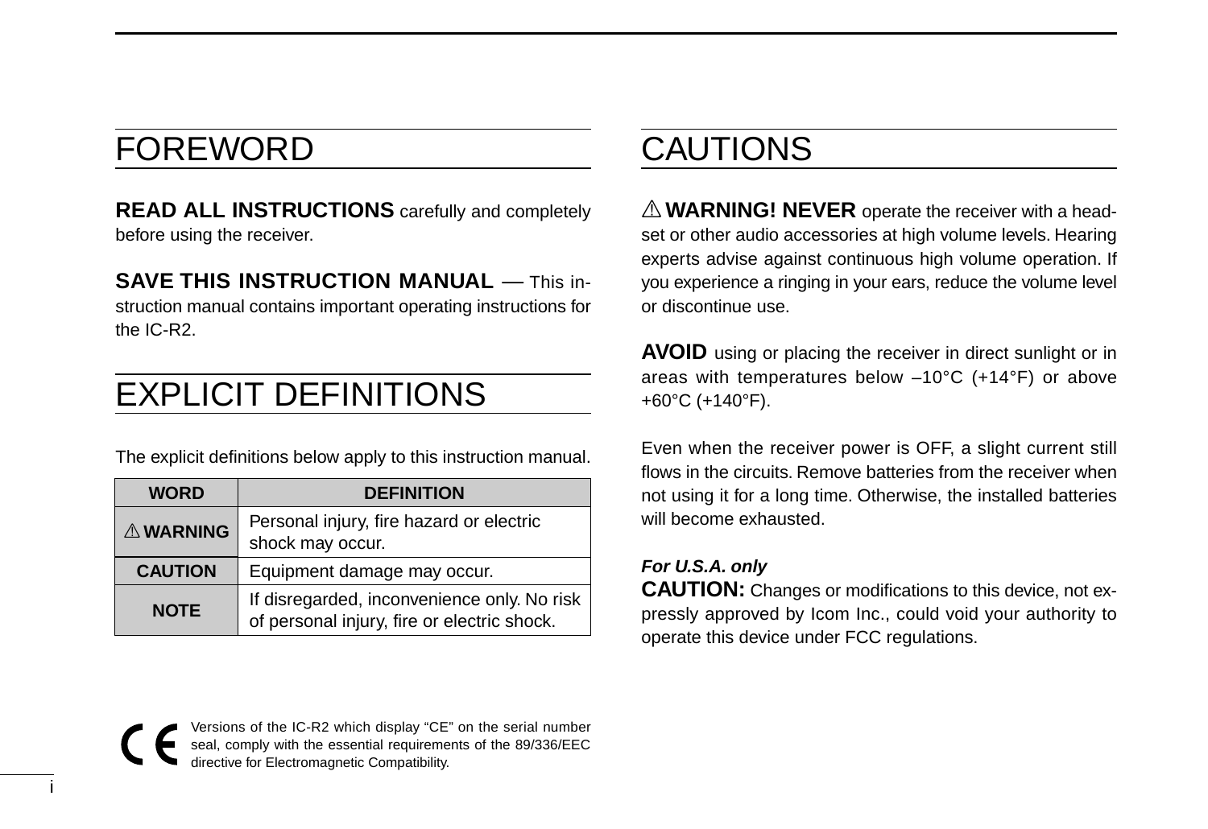# FOREWORD

**READ ALL INSTRUCTIONS** carefully and completely before using the receiver.

**SAVE THIS INSTRUCTION MANUAL** — This instruction manual contains important operating instructions for the IC-R2.

# EXPLICIT DEFINITIONS

The explicit definitions below apply to this instruction manual.

| WORD | DEFINITION |
|---|---|
| ⚠ WARNING | Personal injury, fire hazard or electric shock may occur. |
| CAUTION | Equipment damage may occur. |
| NOTE | If disregarded, inconvenience only. No risk of personal injury, fire or electric shock. |

CE Versions of the IC-R2 which display “CE” on the serial number seal, comply with the essential requirements of the 89/336/EEC directive for Electromagnetic Compatibility.

# CAUTIONS

⚠ **WARNING! NEVER** operate the receiver with a headset or other audio accessories at high volume levels. Hearing experts advise against continuous high volume operation. If you experience a ringing in your ears, reduce the volume level or discontinue use.

**AVOID** using or placing the receiver in direct sunlight or in areas with temperatures below –10°C (+14°F) or above +60°C (+140°F).

Even when the receiver power is OFF, a slight current still flows in the circuits. Remove batteries from the receiver when not using it for a long time. Otherwise, the installed batteries will become exhausted.

***For U.S.A. only***
**CAUTION:** Changes or modifications to this device, not expressly approved by Icom Inc., could void your authority to operate this device under FCC regulations.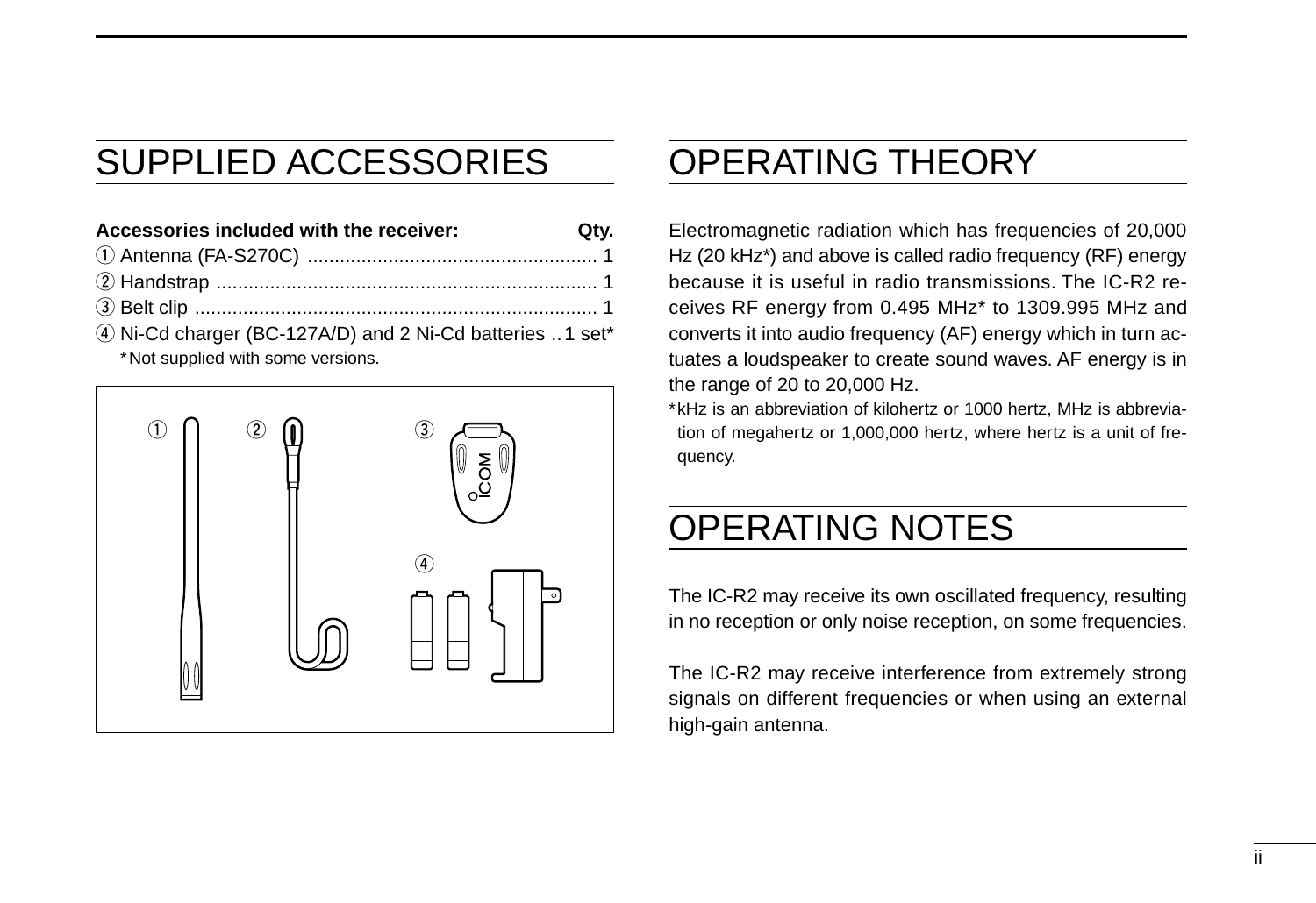# SUPPLIED ACCESSORIES

**Accessories included with the receiver:** **Qty.**

① Antenna (FA-S270C) ..................................................... 1
② Handstrap ...................................................................... 1
③ Belt clip .......................................................................... 1
④ Ni-Cd charger (BC-127A/D) and 2 Ni-Cd batteries ..1 set*
*Not supplied with some versions.

# OPERATING THEORY

Electromagnetic radiation which has frequencies of 20,000 Hz (20 kHz*) and above is called radio frequency (RF) energy because it is useful in radio transmissions. The IC-R2 receives RF energy from 0.495 MHz* to 1309.995 MHz and converts it into audio frequency (AF) energy which in turn actuates a loudspeaker to create sound waves. AF energy is in the range of 20 to 20,000 Hz.

*kHz is an abbreviation of kilohertz or 1000 hertz, MHz is abbreviation of megahertz or 1,000,000 hertz, where hertz is a unit of frequency.

# OPERATING NOTES

The IC-R2 may receive its own oscillated frequency, resulting in no reception or only noise reception, on some frequencies.

The IC-R2 may receive interference from extremely strong signals on different frequencies or when using an external high-gain antenna.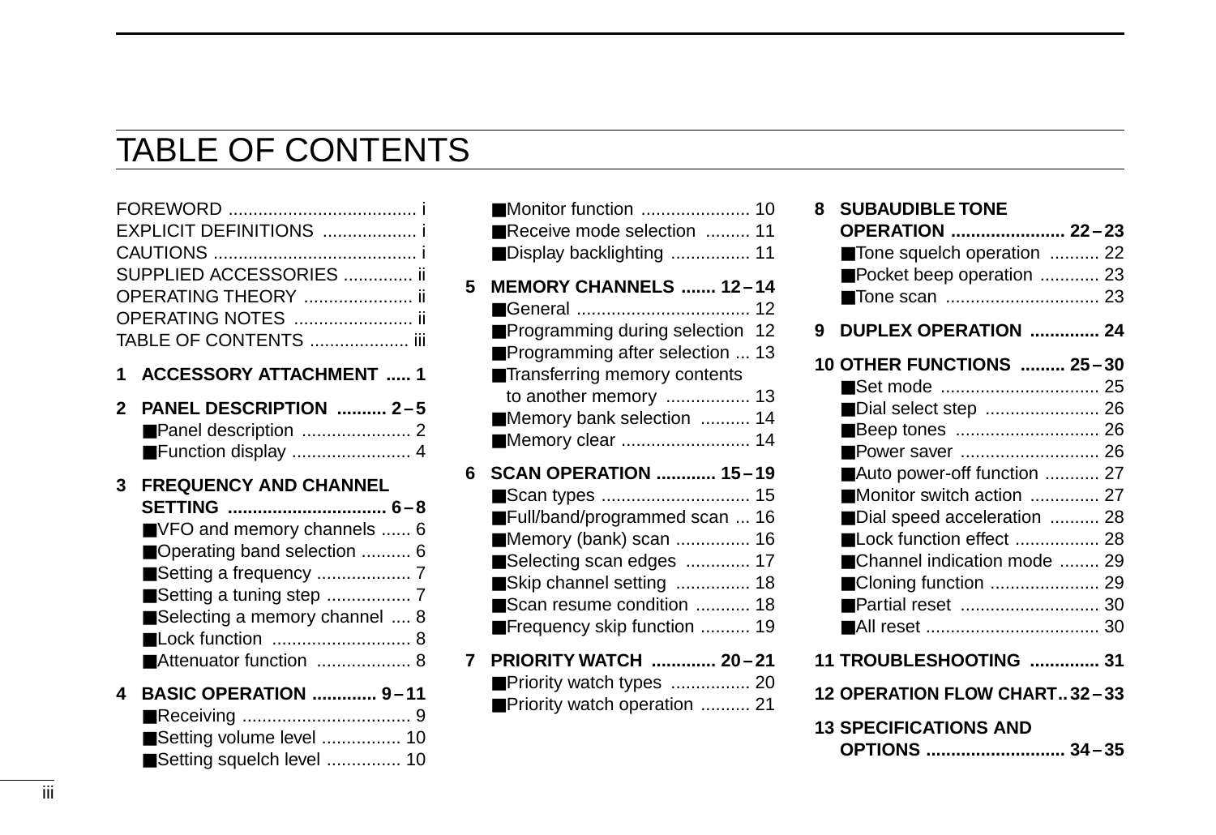# TABLE OF CONTENTS

FOREWORD ...................................... i
EXPLICIT DEFINITIONS ................... i
CAUTIONS ......................................... i
SUPPLIED ACCESSORIES .............. ii
OPERATING THEORY ...................... ii
OPERATING NOTES ........................ ii
TABLE OF CONTENTS .................... iii

**1 ACCESSORY ATTACHMENT ..... 1**

**2 PANEL DESCRIPTION .......... 2 – 5**
- ■Panel description ...................... 2
- ■Function display ........................ 4

**3 FREQUENCY AND CHANNEL SETTING ................................ 6 – 8**
- ■VFO and memory channels ...... 6
- ■Operating band selection .......... 6
- ■Setting a frequency ................... 7
- ■Setting a tuning step ................. 7
- ■Selecting a memory channel .... 8
- ■Lock function ............................ 8
- ■Attenuator function ................... 8

**4 BASIC OPERATION ............. 9 – 11**
- ■Receiving .................................. 9
- ■Setting volume level ................ 10
- ■Setting squelch level ............... 10
- ■Monitor function ...................... 10
- ■Receive mode selection ......... 11
- ■Display backlighting ................ 11

**5 MEMORY CHANNELS ....... 12 – 14**
- ■General ................................... 12
- ■Programming during selection 12
- ■Programming after selection ... 13
- ■Transferring memory contents to another memory ................. 13
- ■Memory bank selection .......... 14
- ■Memory clear .......................... 14

**6 SCAN OPERATION ............ 15 – 19**
- ■Scan types .............................. 15
- ■Full/band/programmed scan ... 16
- ■Memory (bank) scan ............... 16
- ■Selecting scan edges ............. 17
- ■Skip channel setting ............... 18
- ■Scan resume condition ........... 18
- ■Frequency skip function .......... 19

**7 PRIORITY WATCH ............. 20 – 21**
- ■Priority watch types ................ 20
- ■Priority watch operation .......... 21

**8 SUBAUDIBLE TONE OPERATION ....................... 22 – 23**
- ■Tone squelch operation .......... 22
- ■Pocket beep operation ............ 23
- ■Tone scan ............................... 23

**9 DUPLEX OPERATION .............. 24**

**10 OTHER FUNCTIONS ......... 25 – 30**
- ■Set mode ................................ 25
- ■Dial select step ....................... 26
- ■Beep tones ............................. 26
- ■Power saver ............................ 26
- ■Auto power-off function ........... 27
- ■Monitor switch action .............. 27
- ■Dial speed acceleration .......... 28
- ■Lock function effect ................. 28
- ■Channel indication mode ........ 29
- ■Cloning function ...................... 29
- ■Partial reset ............................ 30
- ■All reset ................................... 30

**11 TROUBLESHOOTING .............. 31**

**12 OPERATION FLOW CHART.. 32 – 33**

**13 SPECIFICATIONS AND OPTIONS ............................ 34 – 35**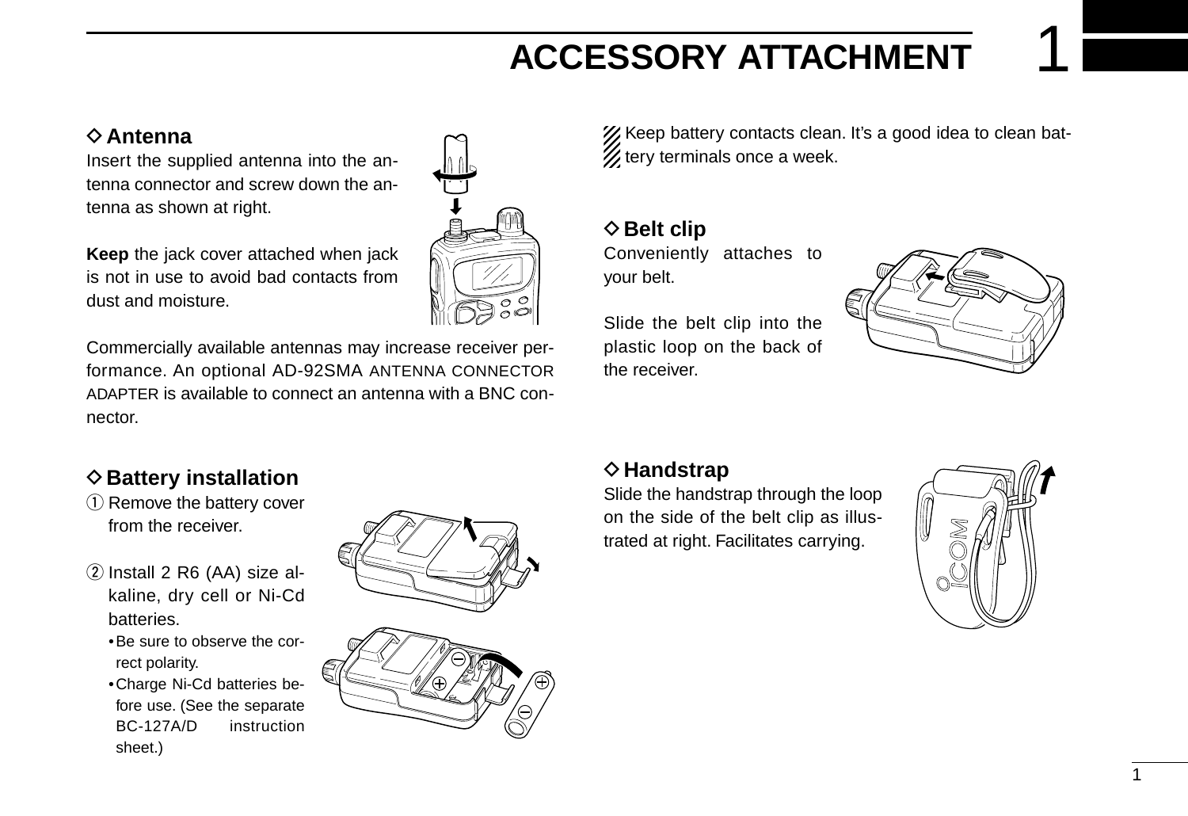# ACCESSORY ATTACHMENT

## ◇ Antenna

Insert the supplied antenna into the antenna connector and screw down the antenna as shown at right.

**Keep** the jack cover attached when jack is not in use to avoid bad contacts from dust and moisture.

Commercially available antennas may increase receiver performance. An optional AD-92SMA ANTENNA CONNECTOR ADAPTER is available to connect an antenna with a BNC connector.

## ◇ Battery installation

① Remove the battery cover from the receiver.

② Install 2 R6 (AA) size alkaline, dry cell or Ni-Cd batteries.
- Be sure to observe the correct polarity.
- Charge Ni-Cd batteries before use. (See the separate BC-127A/D instruction sheet.)

Keep battery contacts clean. It's a good idea to clean battery terminals once a week.

## ◇ Belt clip

Conveniently attaches to your belt.

Slide the belt clip into the plastic loop on the back of the receiver.

## ◇ Handstrap

Slide the handstrap through the loop on the side of the belt clip as illustrated at right. Facilitates carrying.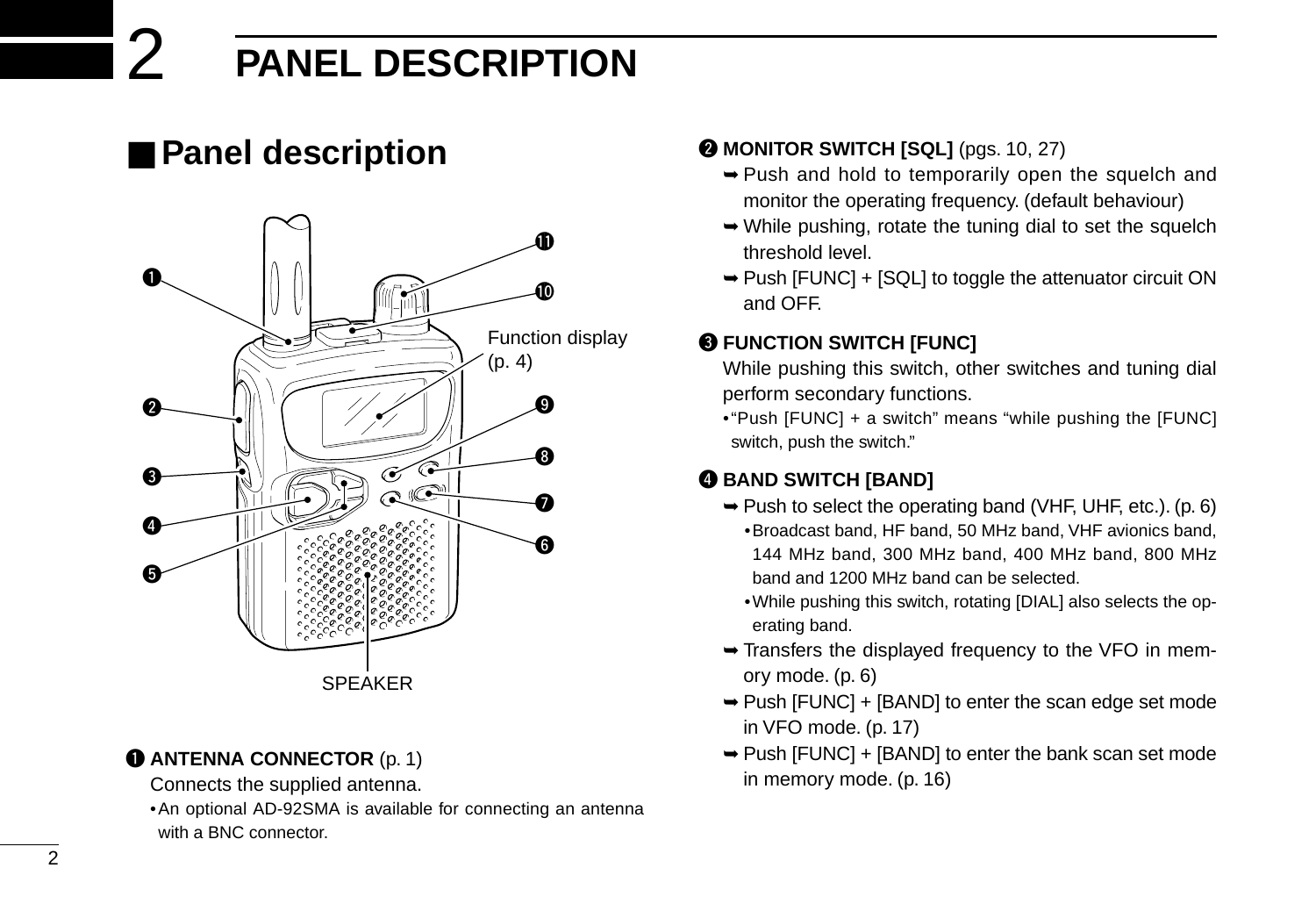# 2 PANEL DESCRIPTION

## ■ Panel description

Function display (p. 4)

SPEAKER

❶ **ANTENNA CONNECTOR** (p. 1)

Connects the supplied antenna.

- An optional AD-92SMA is available for connecting an antenna with a BNC connector.

❷ **MONITOR SWITCH [SQL]** (pgs. 10, 27)

➥ Push and hold to temporarily open the squelch and monitor the operating frequency. (default behaviour)

➥ While pushing, rotate the tuning dial to set the squelch threshold level.

➥ Push [FUNC] + [SQL] to toggle the attenuator circuit ON and OFF.

❸ **FUNCTION SWITCH [FUNC]**

While pushing this switch, other switches and tuning dial perform secondary functions.

- "Push [FUNC] + a switch" means "while pushing the [FUNC] switch, push the switch."

❹ **BAND SWITCH [BAND]**

➥ Push to select the operating band (VHF, UHF, etc.). (p. 6)
- Broadcast band, HF band, 50 MHz band, VHF avionics band, 144 MHz band, 300 MHz band, 400 MHz band, 800 MHz band and 1200 MHz band can be selected.
- While pushing this switch, rotating [DIAL] also selects the operating band.

➥ Transfers the displayed frequency to the VFO in memory mode. (p. 6)

➥ Push [FUNC] + [BAND] to enter the scan edge set mode in VFO mode. (p. 17)

➥ Push [FUNC] + [BAND] to enter the bank scan set mode in memory mode. (p. 16)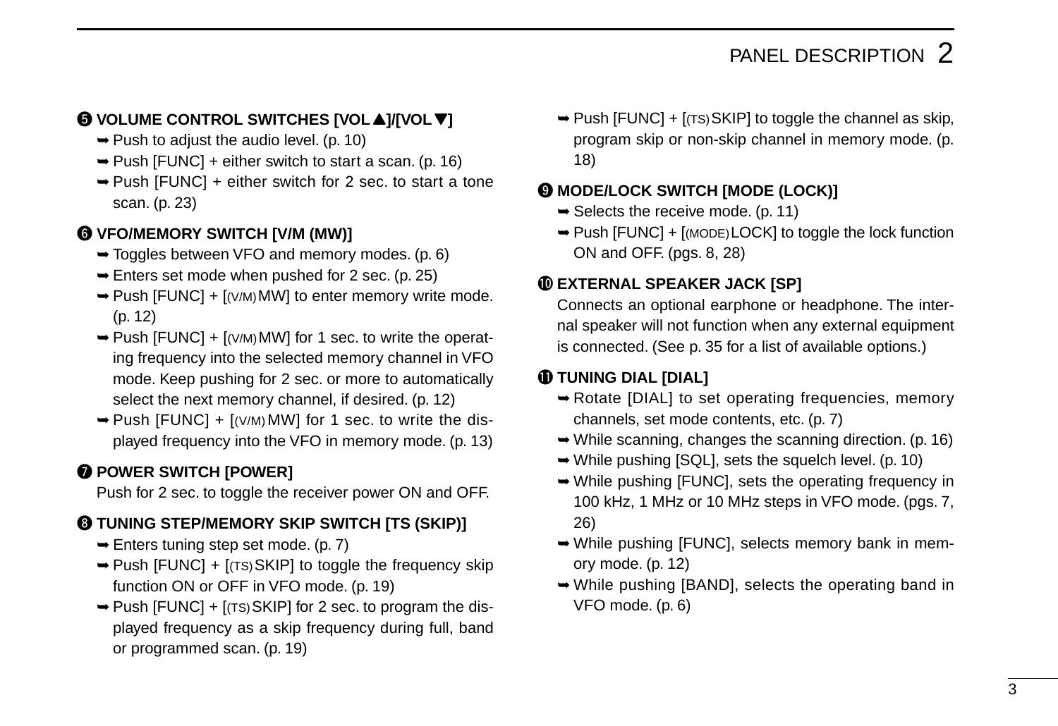### ❺ VOLUME CONTROL SWITCHES [VOL▲]/[VOL▼]

- ➥ Push to adjust the audio level. (p. 10)
- ➥ Push [FUNC] + either switch to start a scan. (p. 16)
- ➥ Push [FUNC] + either switch for 2 sec. to start a tone scan. (p. 23)

### ❻ VFO/MEMORY SWITCH [V/M (MW)]

- ➥ Toggles between VFO and memory modes. (p. 6)
- ➥ Enters set mode when pushed for 2 sec. (p. 25)
- ➥ Push [FUNC] + [(V/M) MW] to enter memory write mode. (p. 12)
- ➥ Push [FUNC] + [(V/M) MW] for 1 sec. to write the operating frequency into the selected memory channel in VFO mode. Keep pushing for 2 sec. or more to automatically select the next memory channel, if desired. (p. 12)
- ➥ Push [FUNC] + [(V/M) MW] for 1 sec. to write the displayed frequency into the VFO in memory mode. (p. 13)

### ❼ POWER SWITCH [POWER]

Push for 2 sec. to toggle the receiver power ON and OFF.

### ❽ TUNING STEP/MEMORY SKIP SWITCH [TS (SKIP)]

- ➥ Enters tuning step set mode. (p. 7)
- ➥ Push [FUNC] + [(TS) SKIP] to toggle the frequency skip function ON or OFF in VFO mode. (p. 19)
- ➥ Push [FUNC] + [(TS) SKIP] for 2 sec. to program the displayed frequency as a skip frequency during full, band or programmed scan. (p. 19)
- ➥ Push [FUNC] + [(TS) SKIP] to toggle the channel as skip, program skip or non-skip channel in memory mode. (p. 18)

### ❾ MODE/LOCK SWITCH [MODE (LOCK)]

- ➥ Selects the receive mode. (p. 11)
- ➥ Push [FUNC] + [(MODE) LOCK] to toggle the lock function ON and OFF. (pgs. 8, 28)

### ❿ EXTERNAL SPEAKER JACK [SP]

Connects an optional earphone or headphone. The internal speaker will not function when any external equipment is connected. (See p. 35 for a list of available options.)

### ⓫ TUNING DIAL [DIAL]

- ➥ Rotate [DIAL] to set operating frequencies, memory channels, set mode contents, etc. (p. 7)
- ➥ While scanning, changes the scanning direction. (p. 16)
- ➥ While pushing [SQL], sets the squelch level. (p. 10)
- ➥ While pushing [FUNC], sets the operating frequency in 100 kHz, 1 MHz or 10 MHz steps in VFO mode. (pgs. 7, 26)
- ➥ While pushing [FUNC], selects memory bank in memory mode. (p. 12)
- ➥ While pushing [BAND], selects the operating band in VFO mode. (p. 6)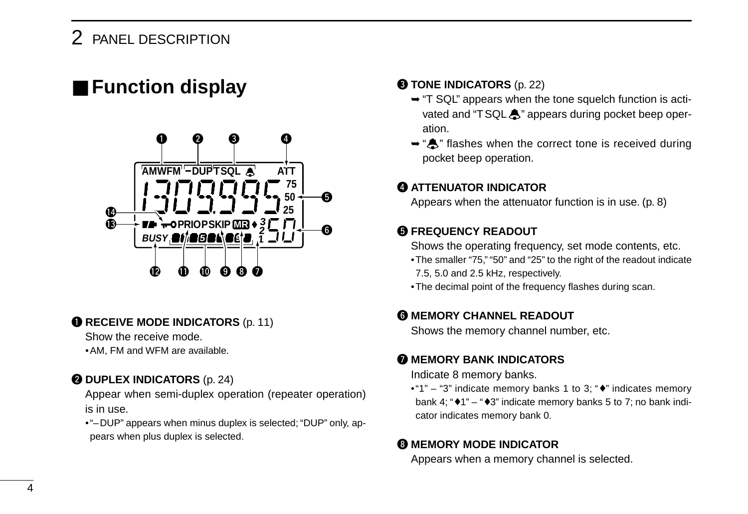## ■ Function display

❶ **RECEIVE MODE INDICATORS** (p. 11)

Show the receive mode.

• AM, FM and WFM are available.

❷ **DUPLEX INDICATORS** (p. 24)

Appear when semi-duplex operation (repeater operation) is in use.

• "– DUP" appears when minus duplex is selected; "DUP" only, appears when plus duplex is selected.

❸ **TONE INDICATORS** (p. 22)

➥ "T SQL" appears when the tone squelch function is activated and "T SQL 🔔" appears during pocket beep operation.

➥ "🔔" flashes when the correct tone is received during pocket beep operation.

❹ **ATTENUATOR INDICATOR**

Appears when the attenuator function is in use. (p. 8)

❺ **FREQUENCY READOUT**

Shows the operating frequency, set mode contents, etc.

• The smaller "75," "50" and "25" to the right of the readout indicate 7.5, 5.0 and 2.5 kHz, respectively.

• The decimal point of the frequency flashes during scan.

❻ **MEMORY CHANNEL READOUT**

Shows the memory channel number, etc.

❼ **MEMORY BANK INDICATORS**

Indicate 8 memory banks.

• "1" – "3" indicate memory banks 1 to 3; "♦" indicates memory bank 4; "♦1" – "♦3" indicate memory banks 5 to 7; no bank indicator indicates memory bank 0.

❽ **MEMORY MODE INDICATOR**

Appears when a memory channel is selected.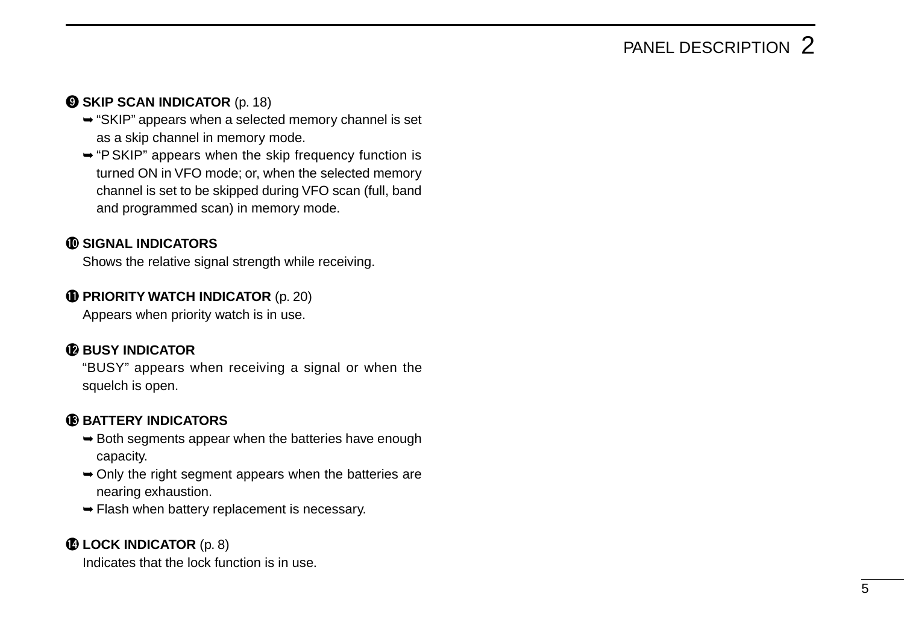**❾ SKIP SCAN INDICATOR** (p. 18)

- ➥ "SKIP" appears when a selected memory channel is set as a skip channel in memory mode.
- ➥ "P SKIP" appears when the skip frequency function is turned ON in VFO mode; or, when the selected memory channel is set to be skipped during VFO scan (full, band and programmed scan) in memory mode.

**❿ SIGNAL INDICATORS**

Shows the relative signal strength while receiving.

**⓫ PRIORITY WATCH INDICATOR** (p. 20)

Appears when priority watch is in use.

**⓬ BUSY INDICATOR**

"BUSY" appears when receiving a signal or when the squelch is open.

**⓭ BATTERY INDICATORS**

- ➥ Both segments appear when the batteries have enough capacity.
- ➥ Only the right segment appears when the batteries are nearing exhaustion.
- ➥ Flash when battery replacement is necessary.

**⓮ LOCK INDICATOR** (p. 8)

Indicates that the lock function is in use.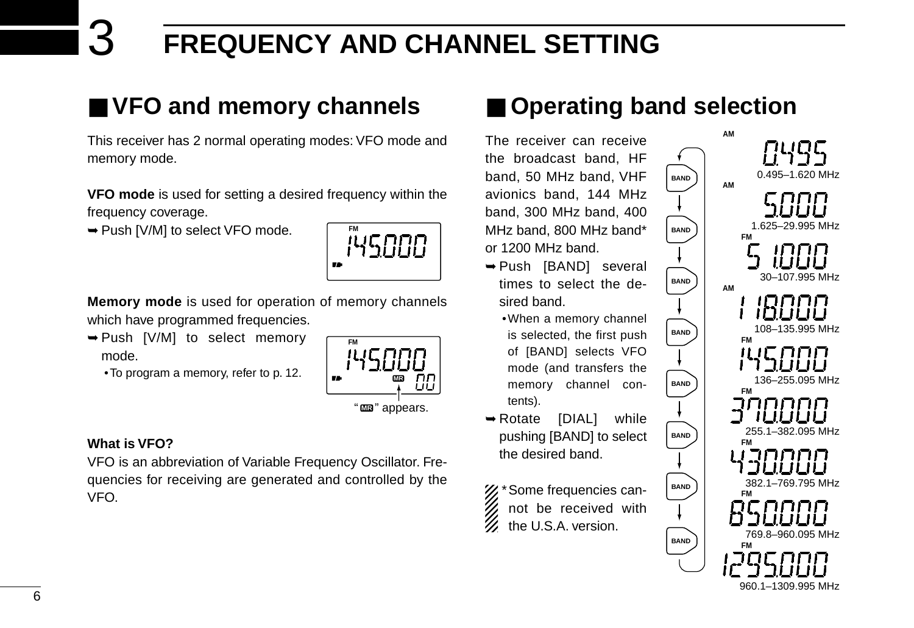# 3 FREQUENCY AND CHANNEL SETTING

## ■ VFO and memory channels

This receiver has 2 normal operating modes: VFO mode and memory mode.

**VFO mode** is used for setting a desired frequency within the frequency coverage.

➥ Push [V/M] to select VFO mode.

FM 145.000

**Memory mode** is used for operation of memory channels which have programmed frequencies.

➥ Push [V/M] to select memory mode.
- To program a memory, refer to p. 12.

FM 145.000 MR 00

"MR" appears.

**What is VFO?**

VFO is an abbreviation of Variable Frequency Oscillator. Frequencies for receiving are generated and controlled by the VFO.

## ■ Operating band selection

The receiver can receive the broadcast band, HF band, 50 MHz band, VHF avionics band, 144 MHz band, 300 MHz band, 400 MHz band, 800 MHz band* or 1200 MHz band.

➥ Push [BAND] several times to select the desired band.
- When a memory channel is selected, the first push of [BAND] selects VFO mode (and transfers the memory channel contents).

➥ Rotate [DIAL] while pushing [BAND] to select the desired band.

*Some frequencies cannot be received with the U.S.A. version.

| Mode | Display | Range |
|---|---|---|
| AM | 0.495 | 0.495–1.620 MHz |
| AM | 5.000 | 1.625–29.995 MHz |
| FM | 51.000 | 30–107.995 MHz |
| AM | 118.000 | 108–135.995 MHz |
| FM | 145.000 | 136–255.095 MHz |
| FM | 370.000 | 255.1–382.095 MHz |
| FM | 430.000 | 382.1–769.795 MHz |
| FM | 850.000 | 769.8–960.095 MHz |
| FM | 1295.000 | 960.1–1309.995 MHz |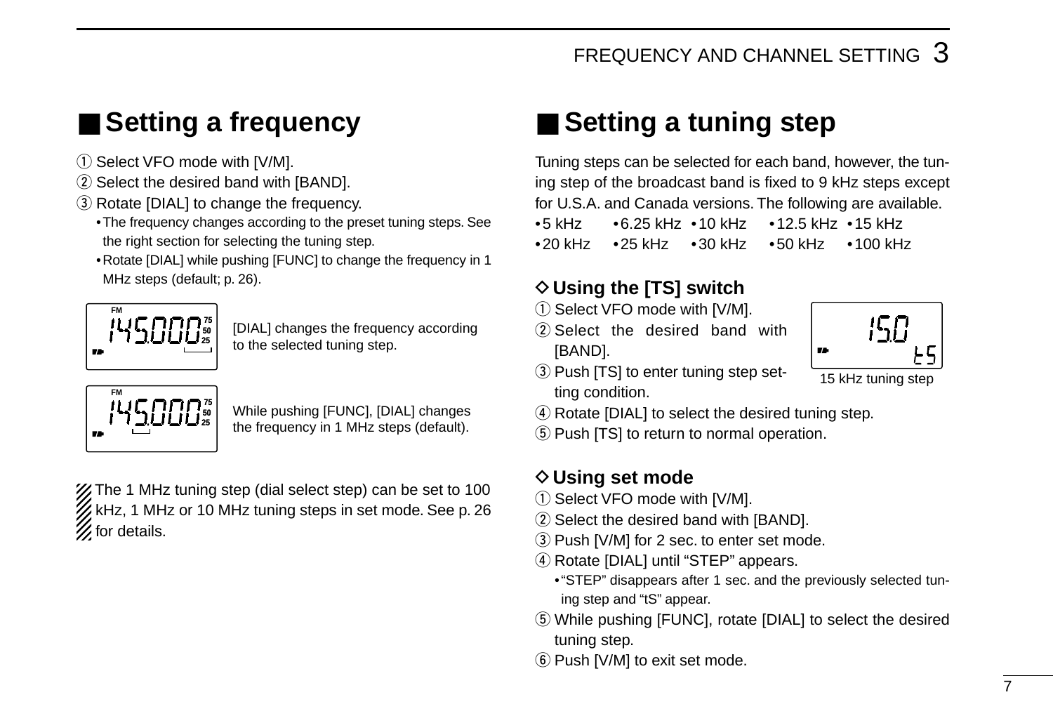## ■ Setting a frequency

① Select VFO mode with [V/M].
② Select the desired band with [BAND].
③ Rotate [DIAL] to change the frequency.
- The frequency changes according to the preset tuning steps. See the right section for selecting the tuning step.
- Rotate [DIAL] while pushing [FUNC] to change the frequency in 1 MHz steps (default; p. 26).

[DIAL] changes the frequency according to the selected tuning step.

While pushing [FUNC], [DIAL] changes the frequency in 1 MHz steps (default).

The 1 MHz tuning step (dial select step) can be set to 100 kHz, 1 MHz or 10 MHz tuning steps in set mode. See p. 26 for details.

## ■ Setting a tuning step

Tuning steps can be selected for each band, however, the tuning step of the broadcast band is fixed to 9 kHz steps except for U.S.A. and Canada versions. The following are available.

- 5 kHz
- 6.25 kHz
- 10 kHz
- 12.5 kHz
- 15 kHz
- 20 kHz
- 25 kHz
- 30 kHz
- 50 kHz
- 100 kHz

### ◇ Using the [TS] switch

① Select VFO mode with [V/M].
② Select the desired band with [BAND].
③ Push [TS] to enter tuning step setting condition.
④ Rotate [DIAL] to select the desired tuning step.
⑤ Push [TS] to return to normal operation.

15 kHz tuning step

### ◇ Using set mode

① Select VFO mode with [V/M].
② Select the desired band with [BAND].
③ Push [V/M] for 2 sec. to enter set mode.
④ Rotate [DIAL] until "STEP" appears.
- "STEP" disappears after 1 sec. and the previously selected tuning step and "tS" appear.

⑤ While pushing [FUNC], rotate [DIAL] to select the desired tuning step.
⑥ Push [V/M] to exit set mode.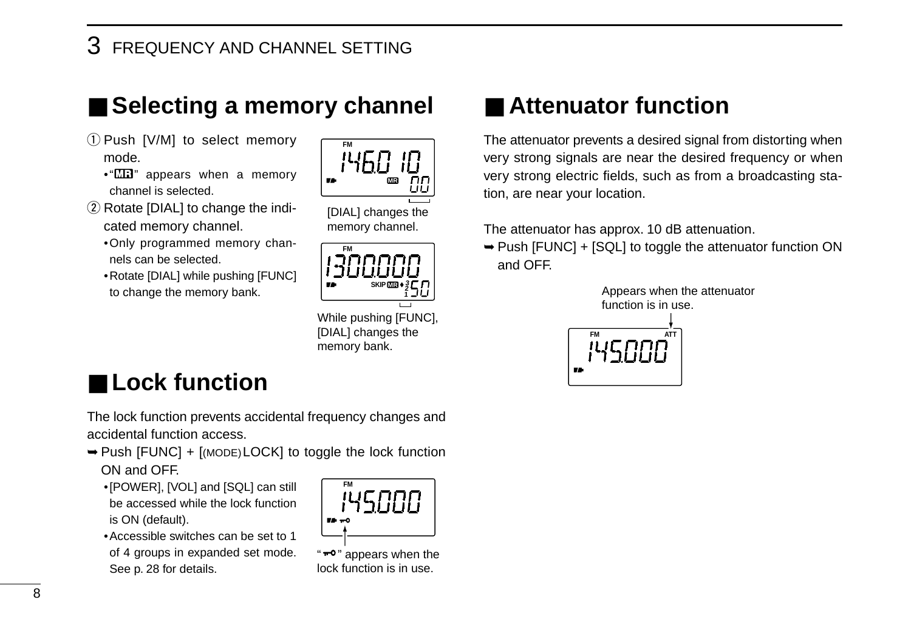# 3 FREQUENCY AND CHANNEL SETTING

## ■ Selecting a memory channel

① Push [V/M] to select memory mode.
- "MR" appears when a memory channel is selected.

② Rotate [DIAL] to change the indicated memory channel.
- Only programmed memory channels can be selected.
- Rotate [DIAL] while pushing [FUNC] to change the memory bank.

[DIAL] changes the memory channel.

While pushing [FUNC], [DIAL] changes the memory bank.

## ■ Lock function

The lock function prevents accidental frequency changes and accidental function access.

➥ Push [FUNC] + [(MODE) LOCK] to toggle the lock function ON and OFF.
- [POWER], [VOL] and [SQL] can still be accessed while the lock function is ON (default).
- Accessible switches can be set to 1 of 4 groups in expanded set mode. See p. 28 for details.

"🔑" appears when the lock function is in use.

## ■ Attenuator function

The attenuator prevents a desired signal from distorting when very strong signals are near the desired frequency or when very strong electric fields, such as from a broadcasting station, are near your location.

The attenuator has approx. 10 dB attenuation.

➥ Push [FUNC] + [SQL] to toggle the attenuator function ON and OFF.

Appears when the attenuator function is in use.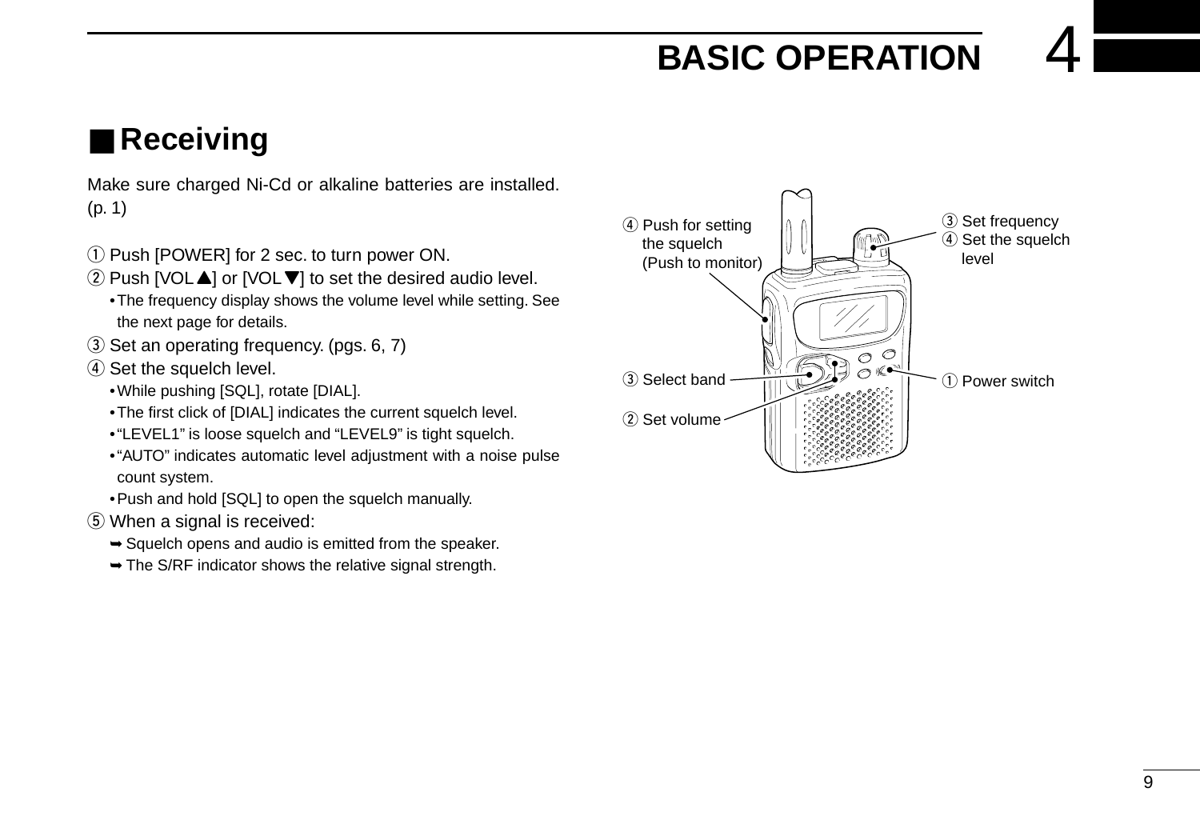## ■ Receiving

Make sure charged Ni-Cd or alkaline batteries are installed. (p. 1)

① Push [POWER] for 2 sec. to turn power ON.

② Push [VOL▲] or [VOL▼] to set the desired audio level.

- The frequency display shows the volume level while setting. See the next page for details.

③ Set an operating frequency. (pgs. 6, 7)

④ Set the squelch level.

- While pushing [SQL], rotate [DIAL].
- The first click of [DIAL] indicates the current squelch level.
- "LEVEL1" is loose squelch and "LEVEL9" is tight squelch.
- "AUTO" indicates automatic level adjustment with a noise pulse count system.
- Push and hold [SQL] to open the squelch manually.

⑤ When a signal is received:

➥ Squelch opens and audio is emitted from the speaker.

➥ The S/RF indicator shows the relative signal strength.

④ Push for setting the squelch (Push to monitor)

③ Set frequency
④ Set the squelch level

③ Select band

① Power switch

② Set volume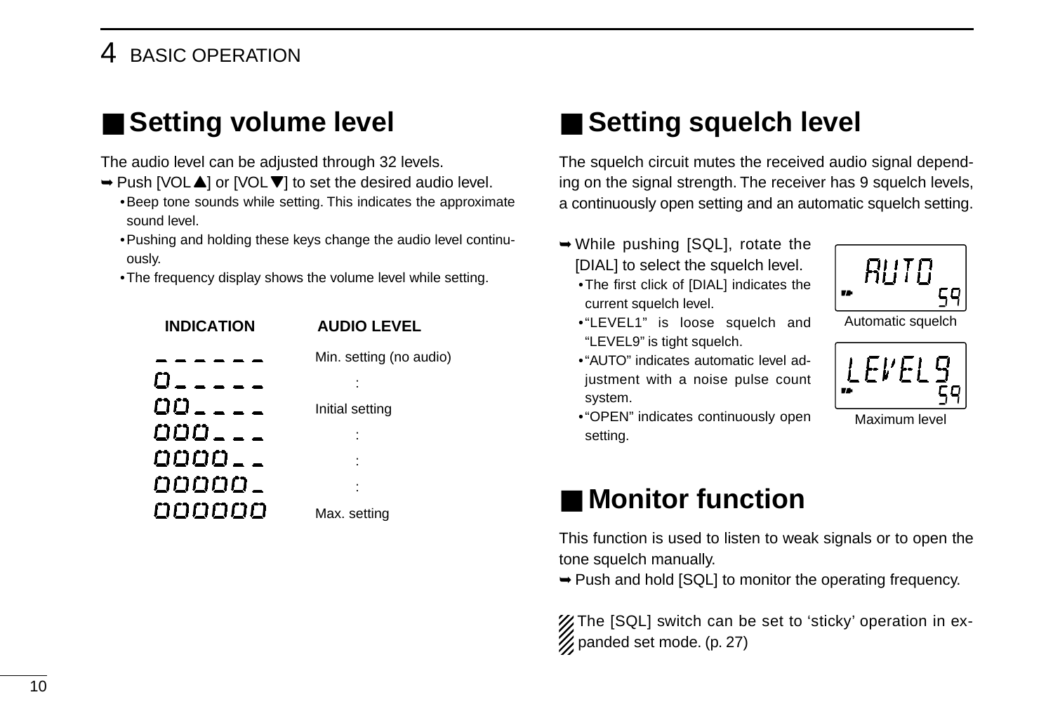## ■ Setting volume level

The audio level can be adjusted through 32 levels.

➥ Push [VOL▲] or [VOL▼] to set the desired audio level.
- Beep tone sounds while setting. This indicates the approximate sound level.
- Pushing and holding these keys change the audio level continuously.
- The frequency display shows the volume level while setting.

| INDICATION | AUDIO LEVEL |
| --- | --- |
| _ _ _ _ _ _ | Min. setting (no audio) |
| 0 _ _ _ _ _ | : |
| 00 _ _ _ _ | Initial setting |
| 000 _ _ _ | : |
| 0000 _ _ | : |
| 00000 _ | : |
| 000000 | Max. setting |

## ■ Setting squelch level

The squelch circuit mutes the received audio signal depending on the signal strength. The receiver has 9 squelch levels, a continuously open setting and an automatic squelch setting.

➥ While pushing [SQL], rotate the [DIAL] to select the squelch level.
- The first click of [DIAL] indicates the current squelch level.
- "LEVEL1" is loose squelch and "LEVEL9" is tight squelch.
- "AUTO" indicates automatic level adjustment with a noise pulse count system.
- "OPEN" indicates continuously open setting.

AUTO S9

Automatic squelch

LEVEL9 S9

Maximum level

## ■ Monitor function

This function is used to listen to weak signals or to open the tone squelch manually.

➥ Push and hold [SQL] to monitor the operating frequency.

The [SQL] switch can be set to 'sticky' operation in expanded set mode. (p. 27)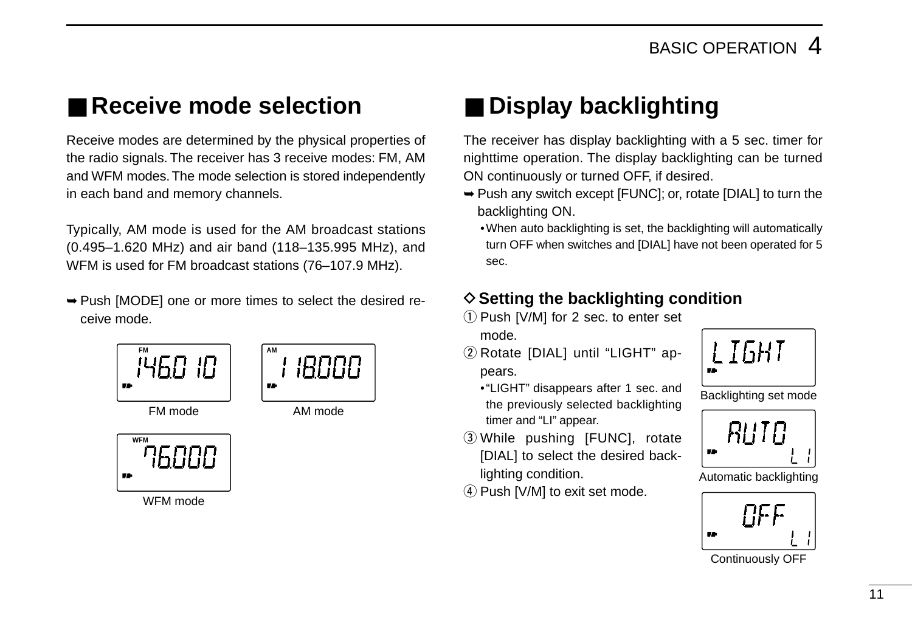## ■ Receive mode selection

Receive modes are determined by the physical properties of the radio signals. The receiver has 3 receive modes: FM, AM and WFM modes. The mode selection is stored independently in each band and memory channels.

Typically, AM mode is used for the AM broadcast stations (0.495–1.620 MHz) and air band (118–135.995 MHz), and WFM is used for FM broadcast stations (76–107.9 MHz).

➥ Push [MODE] one or more times to select the desired receive mode.

FM mode

AM mode

WFM mode

## ■ Display backlighting

The receiver has display backlighting with a 5 sec. timer for nighttime operation. The display backlighting can be turned ON continuously or turned OFF, if desired.

➥ Push any switch except [FUNC]; or, rotate [DIAL] to turn the backlighting ON.
  - When auto backlighting is set, the backlighting will automatically turn OFF when switches and [DIAL] have not been operated for 5 sec.

### ◇ Setting the backlighting condition

① Push [V/M] for 2 sec. to enter set mode.
② Rotate [DIAL] until "LIGHT" appears.
  - "LIGHT" disappears after 1 sec. and the previously selected backlighting timer and "LI" appear.
③ While pushing [FUNC], rotate [DIAL] to select the desired backlighting condition.
④ Push [V/M] to exit set mode.

Backlighting set mode

Automatic backlighting

Continuously OFF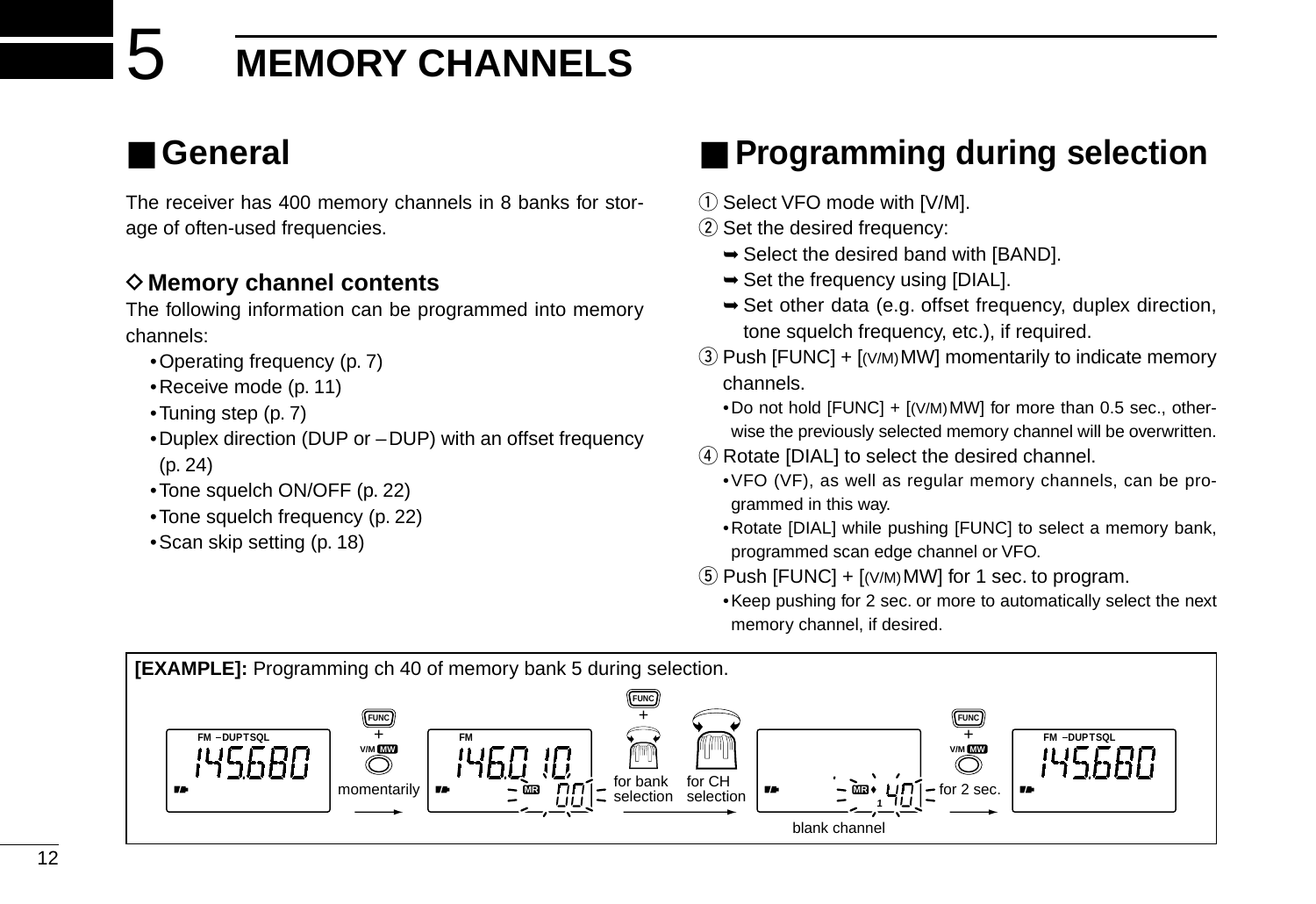# 5 MEMORY CHANNELS

## ■ General

The receiver has 400 memory channels in 8 banks for storage of often-used frequencies.

### ◇ Memory channel contents

The following information can be programmed into memory channels:

- Operating frequency (p. 7)
- Receive mode (p. 11)
- Tuning step (p. 7)
- Duplex direction (DUP or –DUP) with an offset frequency (p. 24)
- Tone squelch ON/OFF (p. 22)
- Tone squelch frequency (p. 22)
- Scan skip setting (p. 18)

## ■ Programming during selection

① Select VFO mode with [V/M].

② Set the desired frequency:
- ➥ Select the desired band with [BAND].
- ➥ Set the frequency using [DIAL].
- ➥ Set other data (e.g. offset frequency, duplex direction, tone squelch frequency, etc.), if required.

③ Push [FUNC] + [(V/M) MW] momentarily to indicate memory channels.
- Do not hold [FUNC] + [(V/M) MW] for more than 0.5 sec., otherwise the previously selected memory channel will be overwritten.

④ Rotate [DIAL] to select the desired channel.
- VFO (VF), as well as regular memory channels, can be programmed in this way.
- Rotate [DIAL] while pushing [FUNC] to select a memory bank, programmed scan edge channel or VFO.

⑤ Push [FUNC] + [(V/M) MW] for 1 sec. to program.
- Keep pushing for 2 sec. or more to automatically select the next memory channel, if desired.

**[EXAMPLE]:** Programming ch 40 of memory bank 5 during selection.

FM –DUP TSQL 145.680 → FUNC + V/M MW momentarily → FM 146.010 MR 00 → FUNC + for bank selection, for CH selection → MR 1 40 (blank channel) → FUNC + V/M MW for 2 sec. → FM –DUP TSQL 145.680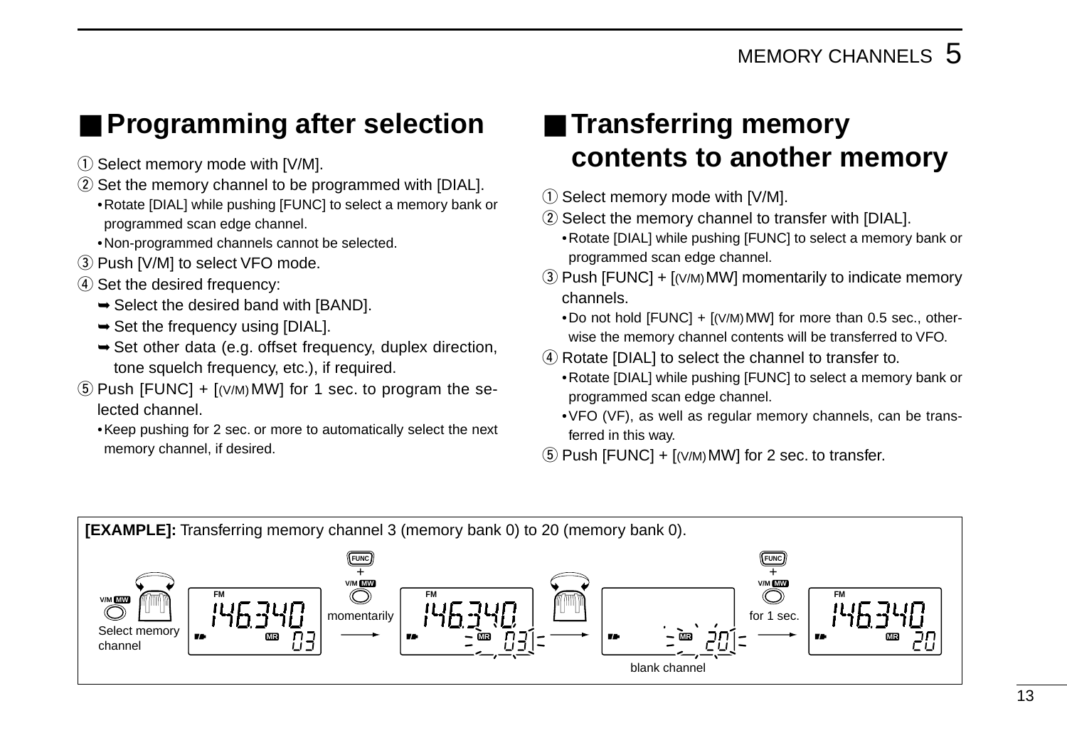## ■ Programming after selection

① Select memory mode with [V/M].

② Set the memory channel to be programmed with [DIAL].
- Rotate [DIAL] while pushing [FUNC] to select a memory bank or programmed scan edge channel.
- Non-programmed channels cannot be selected.

③ Push [V/M] to select VFO mode.

④ Set the desired frequency:
- ➥ Select the desired band with [BAND].
- ➥ Set the frequency using [DIAL].
- ➥ Set other data (e.g. offset frequency, duplex direction, tone squelch frequency, etc.), if required.

⑤ Push [FUNC] + [(V/M) MW] for 1 sec. to program the selected channel.
- Keep pushing for 2 sec. or more to automatically select the next memory channel, if desired.

## ■ Transferring memory contents to another memory

① Select memory mode with [V/M].

② Select the memory channel to transfer with [DIAL].
- Rotate [DIAL] while pushing [FUNC] to select a memory bank or programmed scan edge channel.

③ Push [FUNC] + [(V/M) MW] momentarily to indicate memory channels.
- Do not hold [FUNC] + [(V/M) MW] for more than 0.5 sec., otherwise the memory channel contents will be transferred to VFO.

④ Rotate [DIAL] to select the channel to transfer to.
- Rotate [DIAL] while pushing [FUNC] to select a memory bank or programmed scan edge channel.
- VFO (VF), as well as regular memory channels, can be transferred in this way.

⑤ Push [FUNC] + [(V/M) MW] for 2 sec. to transfer.

**[EXAMPLE]:** Transferring memory channel 3 (memory bank 0) to 20 (memory bank 0).

V/M MW — Select memory channel → 146.340 MR 03 → FUNC + V/M MW momentarily → 146.340 MR 03 (blinking) → rotate DIAL → MR 20 (blinking), blank channel → FUNC + V/M MW for 1 sec. → 146.340 MR 20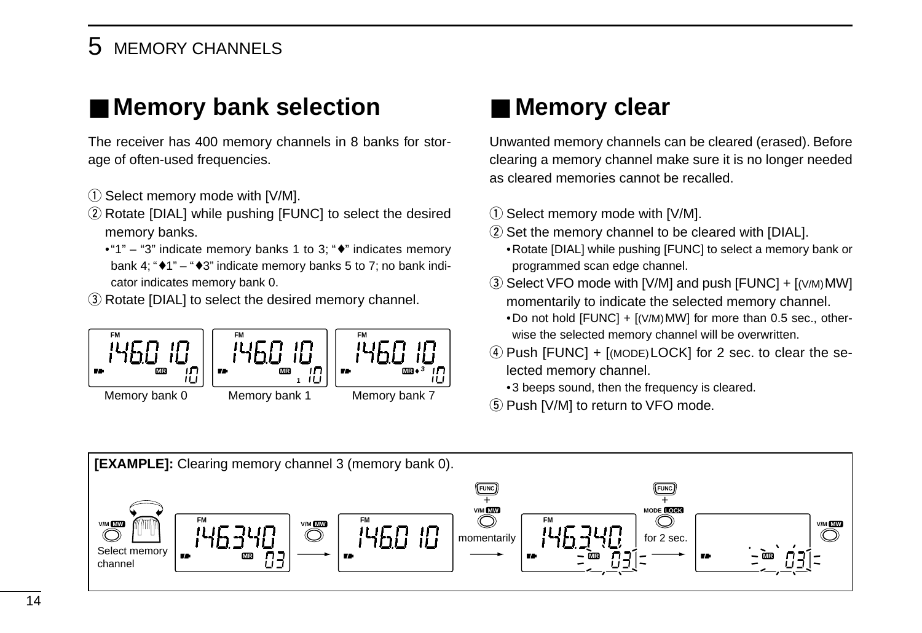## ■ Memory bank selection

The receiver has 400 memory channels in 8 banks for storage of often-used frequencies.

① Select memory mode with [V/M].

② Rotate [DIAL] while pushing [FUNC] to select the desired memory banks.
- "1" – "3" indicate memory banks 1 to 3; "♦" indicates memory bank 4; "♦1" – "♦3" indicate memory banks 5 to 7; no bank indicator indicates memory bank 0.

③ Rotate [DIAL] to select the desired memory channel.

Memory bank 0 &nbsp;&nbsp; Memory bank 1 &nbsp;&nbsp; Memory bank 7

## ■ Memory clear

Unwanted memory channels can be cleared (erased). Before clearing a memory channel make sure it is no longer needed as cleared memories cannot be recalled.

① Select memory mode with [V/M].

② Set the memory channel to be cleared with [DIAL].
- Rotate [DIAL] while pushing [FUNC] to select a memory bank or programmed scan edge channel.

③ Select VFO mode with [V/M] and push [FUNC] + [(V/M) MW] momentarily to indicate the selected memory channel.
- Do not hold [FUNC] + [(V/M) MW] for more than 0.5 sec., otherwise the selected memory channel will be overwritten.

④ Push [FUNC] + [(MODE) LOCK] for 2 sec. to clear the selected memory channel.
- 3 beeps sound, then the frequency is cleared.

⑤ Push [V/M] to return to VFO mode.

**[EXAMPLE]:** Clearing memory channel 3 (memory bank 0).

Select memory channel → momentarily → for 2 sec.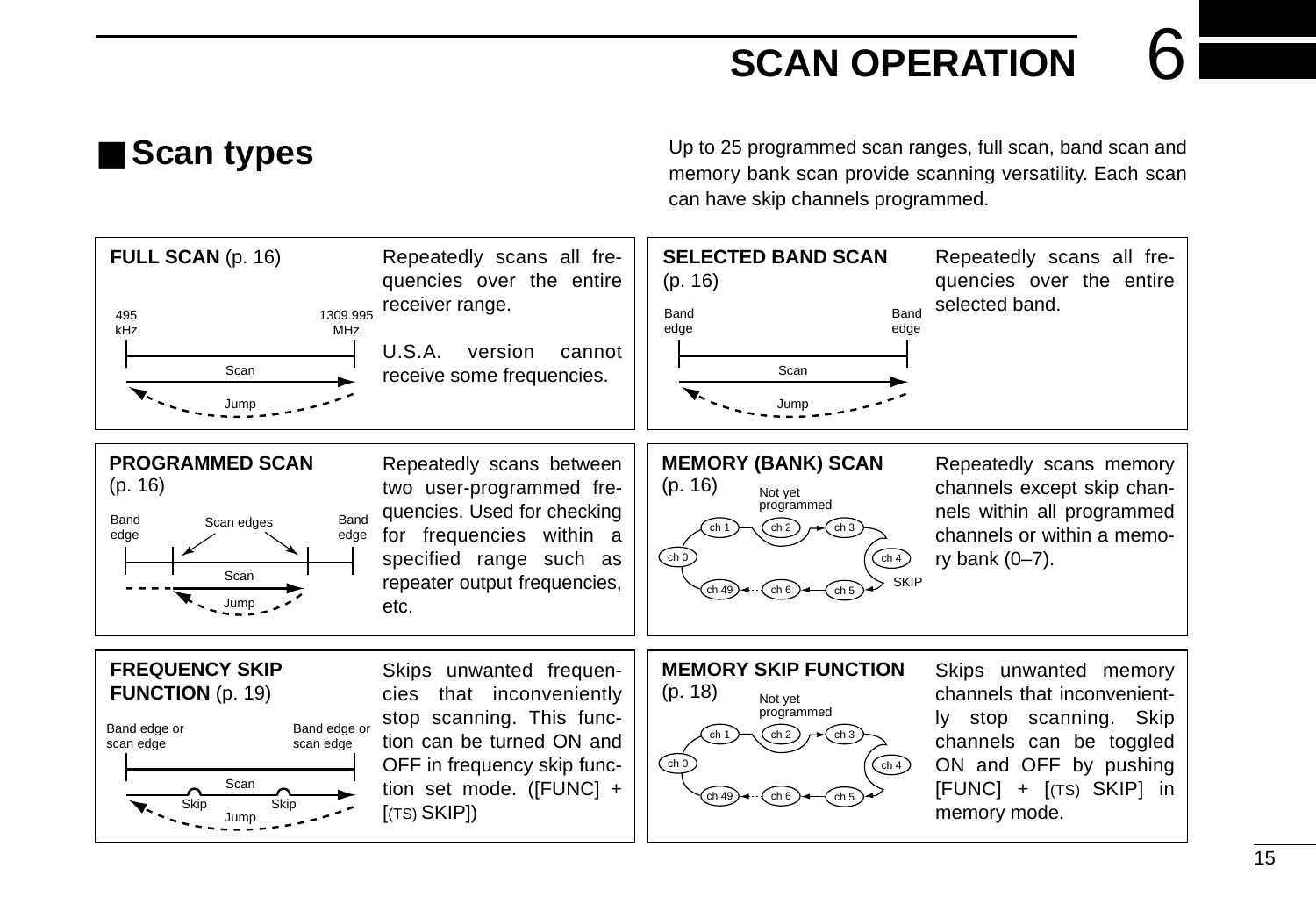# SCAN OPERATION

## ■ Scan types

Up to 25 programmed scan ranges, full scan, band scan and memory bank scan provide scanning versatility. Each scan can have skip channels programmed.

**FULL SCAN** (p. 16)

Repeatedly scans all frequencies over the entire receiver range.

U.S.A. version cannot receive some frequencies.

**SELECTED BAND SCAN** (p. 16)

Repeatedly scans all frequencies over the entire selected band.

**PROGRAMMED SCAN** (p. 16)

Repeatedly scans between two user-programmed frequencies. Used for checking for frequencies within a specified range such as repeater output frequencies, etc.

**MEMORY (BANK) SCAN** (p. 16)

Repeatedly scans memory channels except skip channels within all programmed channels or within a memory bank (0–7).

**FREQUENCY SKIP FUNCTION** (p. 19)

Skips unwanted frequencies that inconveniently stop scanning. This function can be turned ON and OFF in frequency skip function set mode. ([FUNC] + [(TS) SKIP])

**MEMORY SKIP FUNCTION** (p. 18)

Skips unwanted memory channels that inconveniently stop scanning. Skip channels can be toggled ON and OFF by pushing [FUNC] + [(TS) SKIP] in memory mode.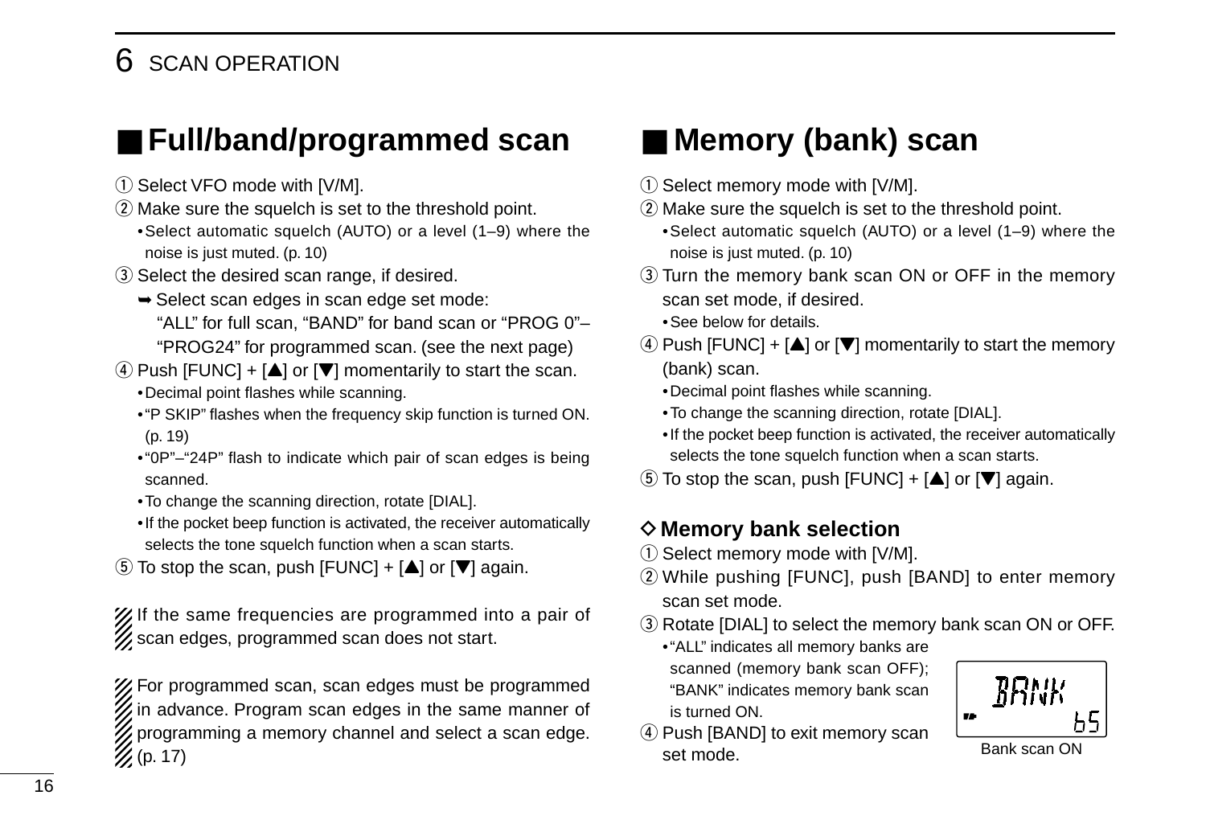## ■ Full/band/programmed scan

① Select VFO mode with [V/M].

② Make sure the squelch is set to the threshold point.
- Select automatic squelch (AUTO) or a level (1–9) where the noise is just muted. (p. 10)

③ Select the desired scan range, if desired.
- ➥ Select scan edges in scan edge set mode:
  "ALL" for full scan, "BAND" for band scan or "PROG 0"–"PROG24" for programmed scan. (see the next page)

④ Push [FUNC] + [▲] or [▼] momentarily to start the scan.
- Decimal point flashes while scanning.
- "P SKIP" flashes when the frequency skip function is turned ON. (p. 19)
- "0P"–"24P" flash to indicate which pair of scan edges is being scanned.
- To change the scanning direction, rotate [DIAL].
- If the pocket beep function is activated, the receiver automatically selects the tone squelch function when a scan starts.

⑤ To stop the scan, push [FUNC] + [▲] or [▼] again.

If the same frequencies are programmed into a pair of scan edges, programmed scan does not start.

For programmed scan, scan edges must be programmed in advance. Program scan edges in the same manner of programming a memory channel and select a scan edge. (p. 17)

## ■ Memory (bank) scan

① Select memory mode with [V/M].

② Make sure the squelch is set to the threshold point.
- Select automatic squelch (AUTO) or a level (1–9) where the noise is just muted. (p. 10)

③ Turn the memory bank scan ON or OFF in the memory scan set mode, if desired.
- See below for details.

④ Push [FUNC] + [▲] or [▼] momentarily to start the memory (bank) scan.
- Decimal point flashes while scanning.
- To change the scanning direction, rotate [DIAL].
- If the pocket beep function is activated, the receiver automatically selects the tone squelch function when a scan starts.

⑤ To stop the scan, push [FUNC] + [▲] or [▼] again.

### ◇ Memory bank selection

① Select memory mode with [V/M].

② While pushing [FUNC], push [BAND] to enter memory scan set mode.

③ Rotate [DIAL] to select the memory bank scan ON or OFF.
- "ALL" indicates all memory banks are scanned (memory bank scan OFF); "BANK" indicates memory bank scan is turned ON.

④ Push [BAND] to exit memory scan set mode.

BANK
b5

Bank scan ON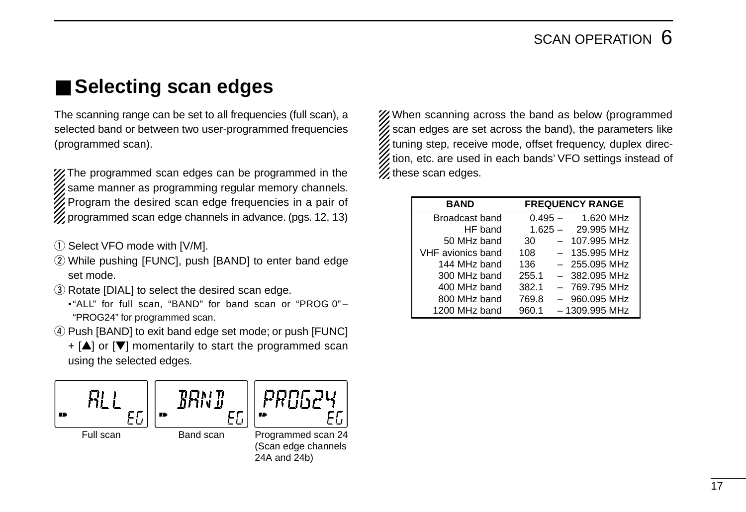## ■ Selecting scan edges

The scanning range can be set to all frequencies (full scan), a selected band or between two user-programmed frequencies (programmed scan).

The programmed scan edges can be programmed in the same manner as programming regular memory channels. Program the desired scan edge frequencies in a pair of programmed scan edge channels in advance. (pgs. 12, 13)

① Select VFO mode with [V/M].
② While pushing [FUNC], push [BAND] to enter band edge set mode.
③ Rotate [DIAL] to select the desired scan edge.
   • "ALL" for full scan, "BAND" for band scan or "PROG 0" – "PROG24" for programmed scan.
④ Push [BAND] to exit band edge set mode; or push [FUNC] + [▲] or [▼] momentarily to start the programmed scan using the selected edges.

ALL EG — Full scan

BAND EG — Band scan

PROG24 EG — Programmed scan 24 (Scan edge channels 24A and 24b)

When scanning across the band as below (programmed scan edges are set across the band), the parameters like tuning step, receive mode, offset frequency, duplex direction, etc. are used in each bands' VFO settings instead of these scan edges.

| BAND | FREQUENCY RANGE |
|---|---|
| Broadcast band | 0.495 – 1.620 MHz |
| HF band | 1.625 – 29.995 MHz |
| 50 MHz band | 30 – 107.995 MHz |
| VHF avionics band | 108 – 135.995 MHz |
| 144 MHz band | 136 – 255.095 MHz |
| 300 MHz band | 255.1 – 382.095 MHz |
| 400 MHz band | 382.1 – 769.795 MHz |
| 800 MHz band | 769.8 – 960.095 MHz |
| 1200 MHz band | 960.1 – 1309.995 MHz |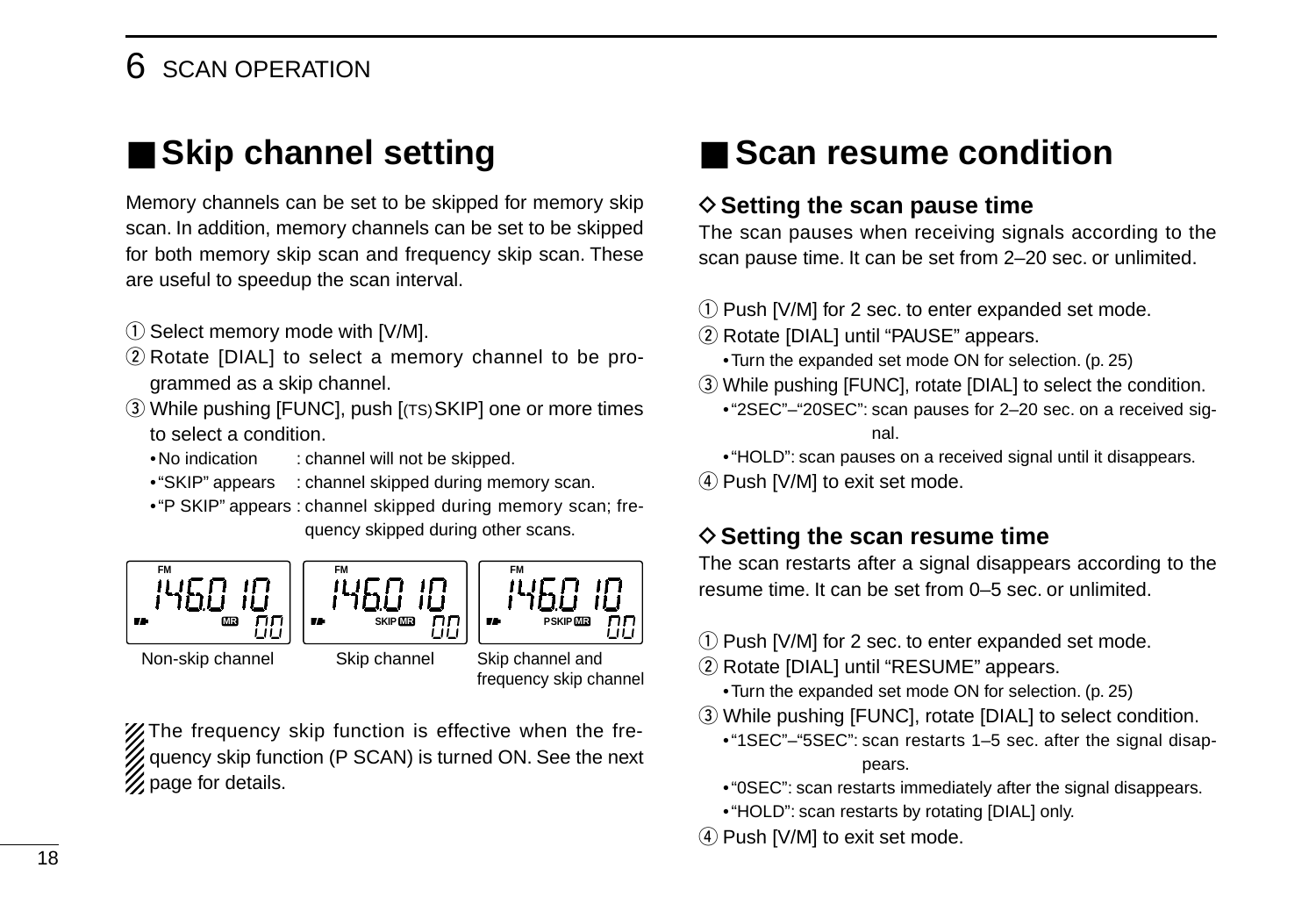## ■ Skip channel setting

Memory channels can be set to be skipped for memory skip scan. In addition, memory channels can be set to be skipped for both memory skip scan and frequency skip scan. These are useful to speedup the scan interval.

① Select memory mode with [V/M].
② Rotate [DIAL] to select a memory channel to be programmed as a skip channel.
③ While pushing [FUNC], push [(TS)SKIP] one or more times to select a condition.
- No indication : channel will not be skipped.
- "SKIP" appears : channel skipped during memory scan.
- "P SKIP" appears : channel skipped during memory scan; frequency skipped during other scans.

| FM 146.010 MR 00 | FM 146.010 SKIP MR 00 | FM 146.010 PSKIP MR 00 |
|---|---|---|
| Non-skip channel | Skip channel | Skip channel and frequency skip channel |

The frequency skip function is effective when the frequency skip function (P SCAN) is turned ON. See the next page for details.

## ■ Scan resume condition

### ◇ Setting the scan pause time

The scan pauses when receiving signals according to the scan pause time. It can be set from 2–20 sec. or unlimited.

① Push [V/M] for 2 sec. to enter expanded set mode.
② Rotate [DIAL] until "PAUSE" appears.
- Turn the expanded set mode ON for selection. (p. 25)

③ While pushing [FUNC], rotate [DIAL] to select the condition.
- "2SEC"–"20SEC": scan pauses for 2–20 sec. on a received signal.
- "HOLD": scan pauses on a received signal until it disappears.

④ Push [V/M] to exit set mode.

### ◇ Setting the scan resume time

The scan restarts after a signal disappears according to the resume time. It can be set from 0–5 sec. or unlimited.

① Push [V/M] for 2 sec. to enter expanded set mode.
② Rotate [DIAL] until "RESUME" appears.
- Turn the expanded set mode ON for selection. (p. 25)

③ While pushing [FUNC], rotate [DIAL] to select condition.
- "1SEC"–"5SEC": scan restarts 1–5 sec. after the signal disappears.
- "0SEC": scan restarts immediately after the signal disappears.
- "HOLD": scan restarts by rotating [DIAL] only.

④ Push [V/M] to exit set mode.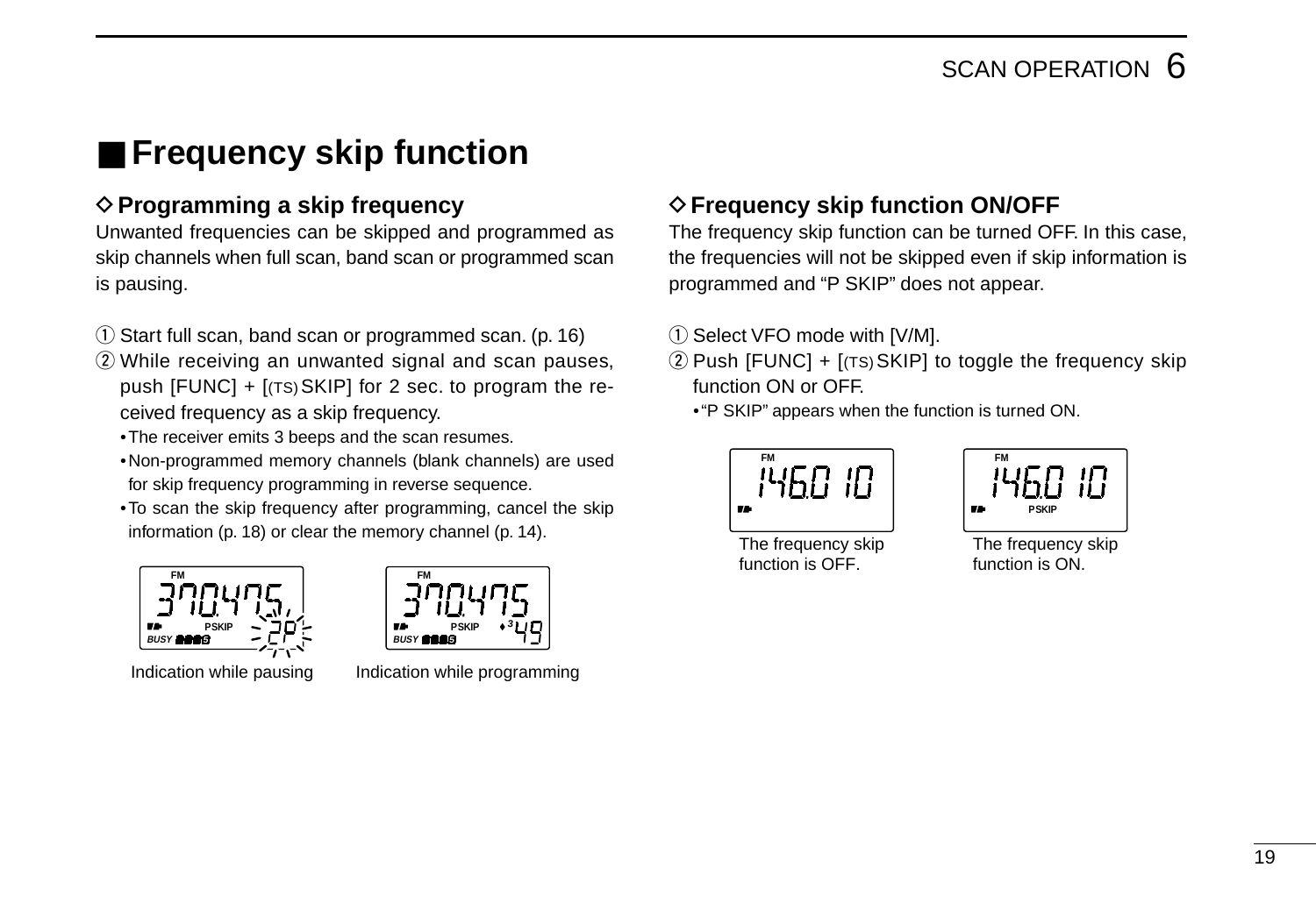## ■ Frequency skip function

### ◇ Programming a skip frequency

Unwanted frequencies can be skipped and programmed as skip channels when full scan, band scan or programmed scan is pausing.

① Start full scan, band scan or programmed scan. (p. 16)

② While receiving an unwanted signal and scan pauses, push [FUNC] + [(TS) SKIP] for 2 sec. to program the received frequency as a skip frequency.

- The receiver emits 3 beeps and the scan resumes.
- Non-programmed memory channels (blank channels) are used for skip frequency programming in reverse sequence.
- To scan the skip frequency after programming, cancel the skip information (p. 18) or clear the memory channel (p. 14).

Indication while pausing

Indication while programming

### ◇ Frequency skip function ON/OFF

The frequency skip function can be turned OFF. In this case, the frequencies will not be skipped even if skip information is programmed and "P SKIP" does not appear.

① Select VFO mode with [V/M].

② Push [FUNC] + [(TS) SKIP] to toggle the frequency skip function ON or OFF.

- "P SKIP" appears when the function is turned ON.

The frequency skip function is OFF.

The frequency skip function is ON.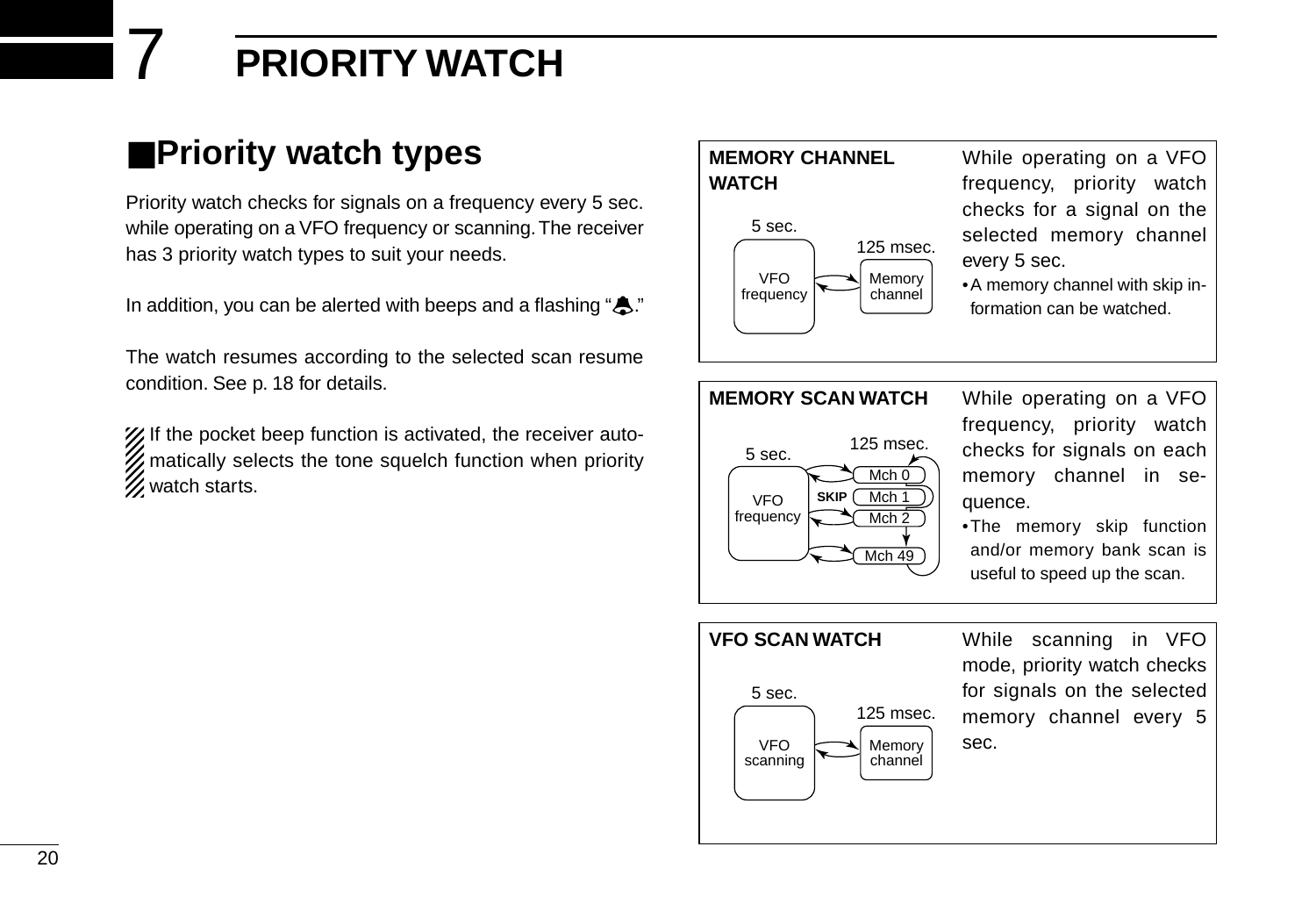# 7 PRIORITY WATCH

## ■Priority watch types

Priority watch checks for signals on a frequency every 5 sec. while operating on a VFO frequency or scanning. The receiver has 3 priority watch types to suit your needs.

In addition, you can be alerted with beeps and a flashing "🔔."

The watch resumes according to the selected scan resume condition. See p. 18 for details.

If the pocket beep function is activated, the receiver automatically selects the tone squelch function when priority watch starts.

**MEMORY CHANNEL WATCH**

5 sec. VFO frequency ⇄ 125 msec. Memory channel

While operating on a VFO frequency, priority watch checks for a signal on the selected memory channel every 5 sec.

- A memory channel with skip information can be watched.

**MEMORY SCAN WATCH**

5 sec. VFO frequency ⇄ 125 msec. Mch 0, SKIP Mch 1, Mch 2, Mch 49

While operating on a VFO frequency, priority watch checks for signals on each memory channel in sequence.

- The memory skip function and/or memory bank scan is useful to speed up the scan.

**VFO SCAN WATCH**

5 sec. VFO scanning ⇄ 125 msec. Memory channel

While scanning in VFO mode, priority watch checks for signals on the selected memory channel every 5 sec.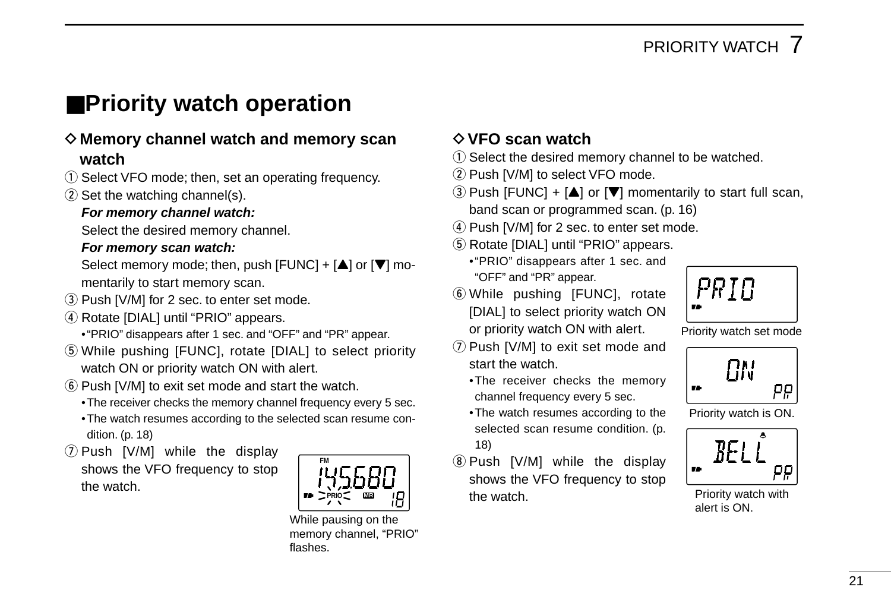## ■Priority watch operation

### ◇ Memory channel watch and memory scan watch

① Select VFO mode; then, set an operating frequency.

② Set the watching channel(s).

***For memory channel watch:***

Select the desired memory channel.

***For memory scan watch:***

Select memory mode; then, push [FUNC] + [▲] or [▼] momentarily to start memory scan.

③ Push [V/M] for 2 sec. to enter set mode.

④ Rotate [DIAL] until "PRIO" appears.

- "PRIO" disappears after 1 sec. and "OFF" and "PR" appear.

⑤ While pushing [FUNC], rotate [DIAL] to select priority watch ON or priority watch ON with alert.

⑥ Push [V/M] to exit set mode and start the watch.

- The receiver checks the memory channel frequency every 5 sec.
- The watch resumes according to the selected scan resume condition. (p. 18)

⑦ Push [V/M] while the display shows the VFO frequency to stop the watch.

While pausing on the memory channel, "PRIO" flashes.

### ◇ VFO scan watch

① Select the desired memory channel to be watched.

② Push [V/M] to select VFO mode.

③ Push [FUNC] + [▲] or [▼] momentarily to start full scan, band scan or programmed scan. (p. 16)

④ Push [V/M] for 2 sec. to enter set mode.

⑤ Rotate [DIAL] until "PRIO" appears.

- "PRIO" disappears after 1 sec. and "OFF" and "PR" appear.

⑥ While pushing [FUNC], rotate [DIAL] to select priority watch ON or priority watch ON with alert.

⑦ Push [V/M] to exit set mode and start the watch.

- The receiver checks the memory channel frequency every 5 sec.
- The watch resumes according to the selected scan resume condition. (p. 18)

⑧ Push [V/M] while the display shows the VFO frequency to stop the watch.

Priority watch set mode

Priority watch is ON.

Priority watch with alert is ON.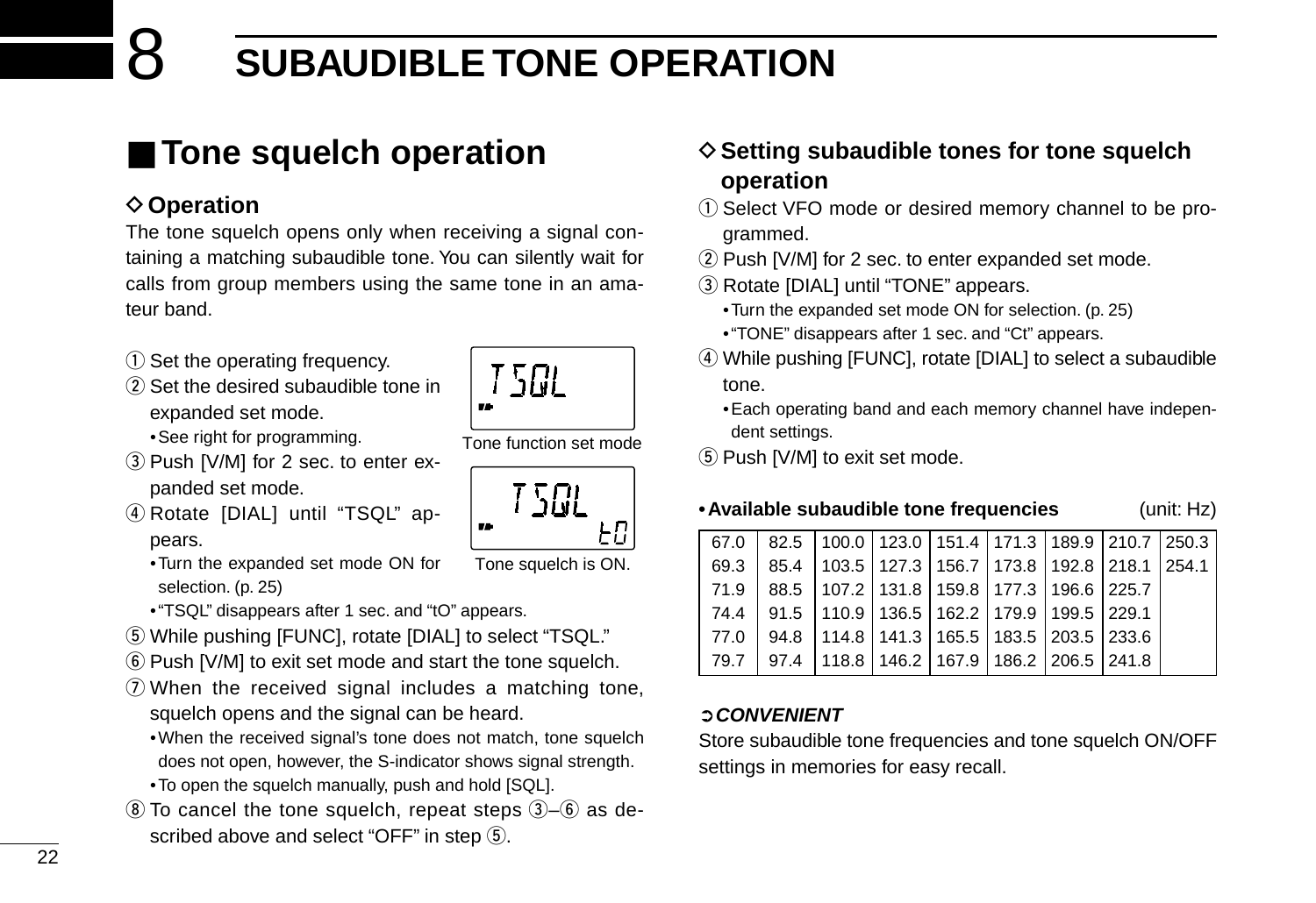# 8 SUBAUDIBLE TONE OPERATION

## ■ Tone squelch operation

### ◇ Operation

The tone squelch opens only when receiving a signal containing a matching subaudible tone. You can silently wait for calls from group members using the same tone in an amateur band.

① Set the operating frequency.

② Set the desired subaudible tone in expanded set mode.
  • See right for programming.

③ Push [V/M] for 2 sec. to enter expanded set mode.

④ Rotate [DIAL] until "TSQL" appears.
  • Turn the expanded set mode ON for selection. (p. 25)
  • "TSQL" disappears after 1 sec. and "tO" appears.

⑤ While pushing [FUNC], rotate [DIAL] to select "TSQL."

⑥ Push [V/M] to exit set mode and start the tone squelch.

⑦ When the received signal includes a matching tone, squelch opens and the signal can be heard.
  • When the received signal's tone does not match, tone squelch does not open, however, the S-indicator shows signal strength.
  • To open the squelch manually, push and hold [SQL].

⑧ To cancel the tone squelch, repeat steps ③–⑥ as described above and select "OFF" in step ⑤.

Tone function set mode

Tone squelch is ON.

### ◇ Setting subaudible tones for tone squelch operation

① Select VFO mode or desired memory channel to be programmed.

② Push [V/M] for 2 sec. to enter expanded set mode.

③ Rotate [DIAL] until "TONE" appears.
  • Turn the expanded set mode ON for selection. (p. 25)
  • "TONE" disappears after 1 sec. and "Ct" appears.

④ While pushing [FUNC], rotate [DIAL] to select a subaudible tone.
  • Each operating band and each memory channel have independent settings.

⑤ Push [V/M] to exit set mode.

**• Available subaudible tone frequencies** (unit: Hz)

| | | | | | | | | |
|---|---|---|---|---|---|---|---|---|
| 67.0 | 82.5 | 100.0 | 123.0 | 151.4 | 171.3 | 189.9 | 210.7 | 250.3 |
| 69.3 | 85.4 | 103.5 | 127.3 | 156.7 | 173.8 | 192.8 | 218.1 | 254.1 |
| 71.9 | 88.5 | 107.2 | 131.8 | 159.8 | 177.3 | 196.6 | 225.7 | |
| 74.4 | 91.5 | 110.9 | 136.5 | 162.2 | 179.9 | 199.5 | 229.1 | |
| 77.0 | 94.8 | 114.8 | 141.3 | 165.5 | 183.5 | 203.5 | 233.6 | |
| 79.7 | 97.4 | 118.8 | 146.2 | 167.9 | 186.2 | 206.5 | 241.8 | |

➲ ***CONVENIENT***

Store subaudible tone frequencies and tone squelch ON/OFF settings in memories for easy recall.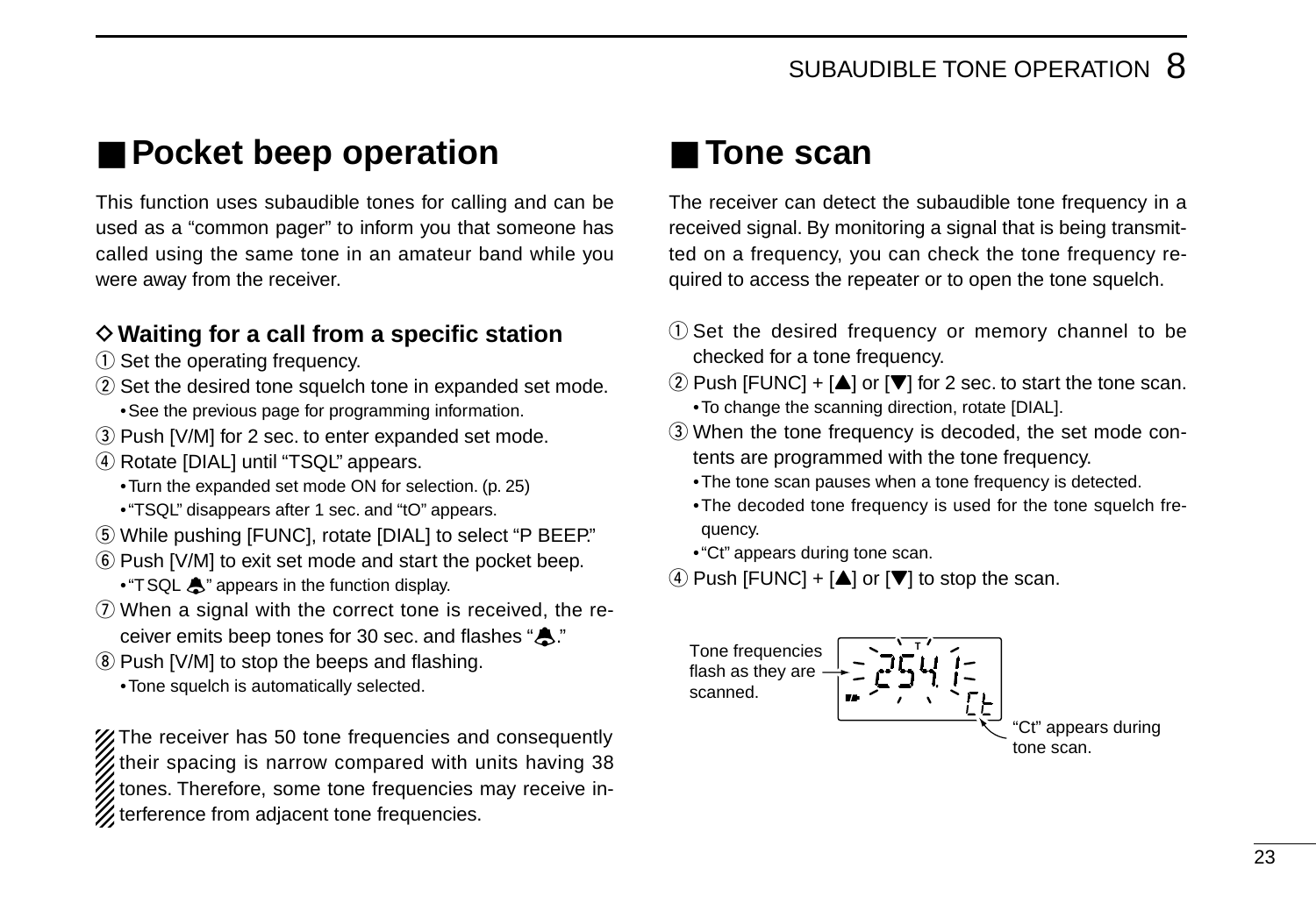## ■ Pocket beep operation

This function uses subaudible tones for calling and can be used as a "common pager" to inform you that someone has called using the same tone in an amateur band while you were away from the receiver.

### ◇ Waiting for a call from a specific station

① Set the operating frequency.

② Set the desired tone squelch tone in expanded set mode.
- See the previous page for programming information.

③ Push [V/M] for 2 sec. to enter expanded set mode.

④ Rotate [DIAL] until "TSQL" appears.
- Turn the expanded set mode ON for selection. (p. 25)
- "TSQL" disappears after 1 sec. and "tO" appears.

⑤ While pushing [FUNC], rotate [DIAL] to select "P BEEP."

⑥ Push [V/M] to exit set mode and start the pocket beep.
- "TSQL 🔔" appears in the function display.

⑦ When a signal with the correct tone is received, the receiver emits beep tones for 30 sec. and flashes "🔔."

⑧ Push [V/M] to stop the beeps and flashing.
- Tone squelch is automatically selected.

The receiver has 50 tone frequencies and consequently their spacing is narrow compared with units having 38 tones. Therefore, some tone frequencies may receive interference from adjacent tone frequencies.

## ■ Tone scan

The receiver can detect the subaudible tone frequency in a received signal. By monitoring a signal that is being transmitted on a frequency, you can check the tone frequency required to access the repeater or to open the tone squelch.

① Set the desired frequency or memory channel to be checked for a tone frequency.

② Push [FUNC] + [▲] or [▼] for 2 sec. to start the tone scan.
- To change the scanning direction, rotate [DIAL].

③ When the tone frequency is decoded, the set mode contents are programmed with the tone frequency.
- The tone scan pauses when a tone frequency is detected.
- The decoded tone frequency is used for the tone squelch frequency.
- "Ct" appears during tone scan.

④ Push [FUNC] + [▲] or [▼] to stop the scan.

Tone frequencies flash as they are scanned.

"Ct" appears during tone scan.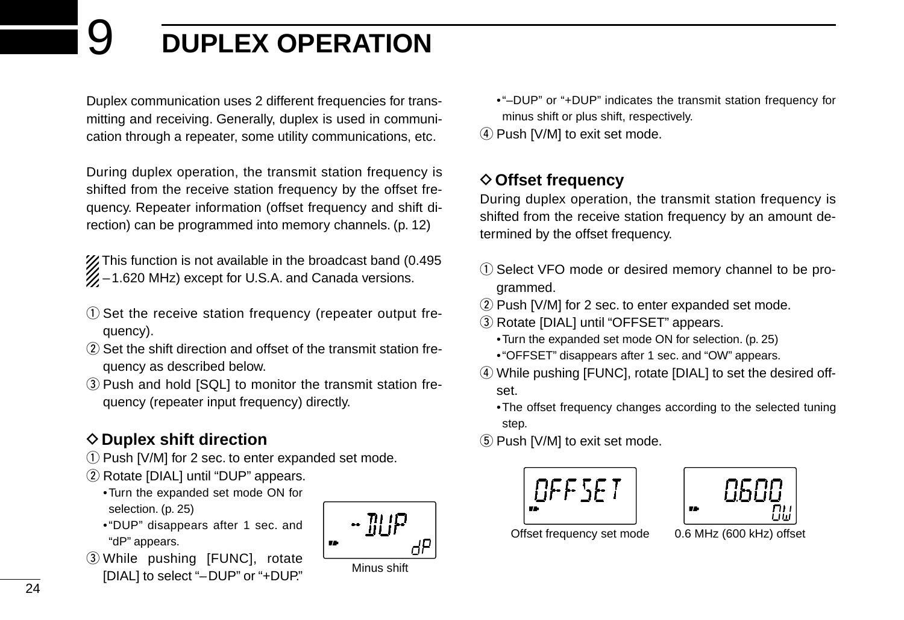# 9 DUPLEX OPERATION

Duplex communication uses 2 different frequencies for transmitting and receiving. Generally, duplex is used in communication through a repeater, some utility communications, etc.

During duplex operation, the transmit station frequency is shifted from the receive station frequency by the offset frequency. Repeater information (offset frequency and shift direction) can be programmed into memory channels. (p. 12)

This function is not available in the broadcast band (0.495 – 1.620 MHz) except for U.S.A. and Canada versions.

① Set the receive station frequency (repeater output frequency).
② Set the shift direction and offset of the transmit station frequency as described below.
③ Push and hold [SQL] to monitor the transmit station frequency (repeater input frequency) directly.

### ◇ Duplex shift direction

① Push [V/M] for 2 sec. to enter expanded set mode.
② Rotate [DIAL] until "DUP" appears.
  - Turn the expanded set mode ON for selection. (p. 25)
  - "DUP" disappears after 1 sec. and "dP" appears.
③ While pushing [FUNC], rotate [DIAL] to select "– DUP" or "+DUP."
  - "–DUP" or "+DUP" indicates the transmit station frequency for minus shift or plus shift, respectively.
④ Push [V/M] to exit set mode.

Minus shift

### ◇ Offset frequency

During duplex operation, the transmit station frequency is shifted from the receive station frequency by an amount determined by the offset frequency.

① Select VFO mode or desired memory channel to be programmed.
② Push [V/M] for 2 sec. to enter expanded set mode.
③ Rotate [DIAL] until "OFFSET" appears.
  - Turn the expanded set mode ON for selection. (p. 25)
  - "OFFSET" disappears after 1 sec. and "OW" appears.
④ While pushing [FUNC], rotate [DIAL] to set the desired offset.
  - The offset frequency changes according to the selected tuning step.
⑤ Push [V/M] to exit set mode.

Offset frequency set mode

0.6 MHz (600 kHz) offset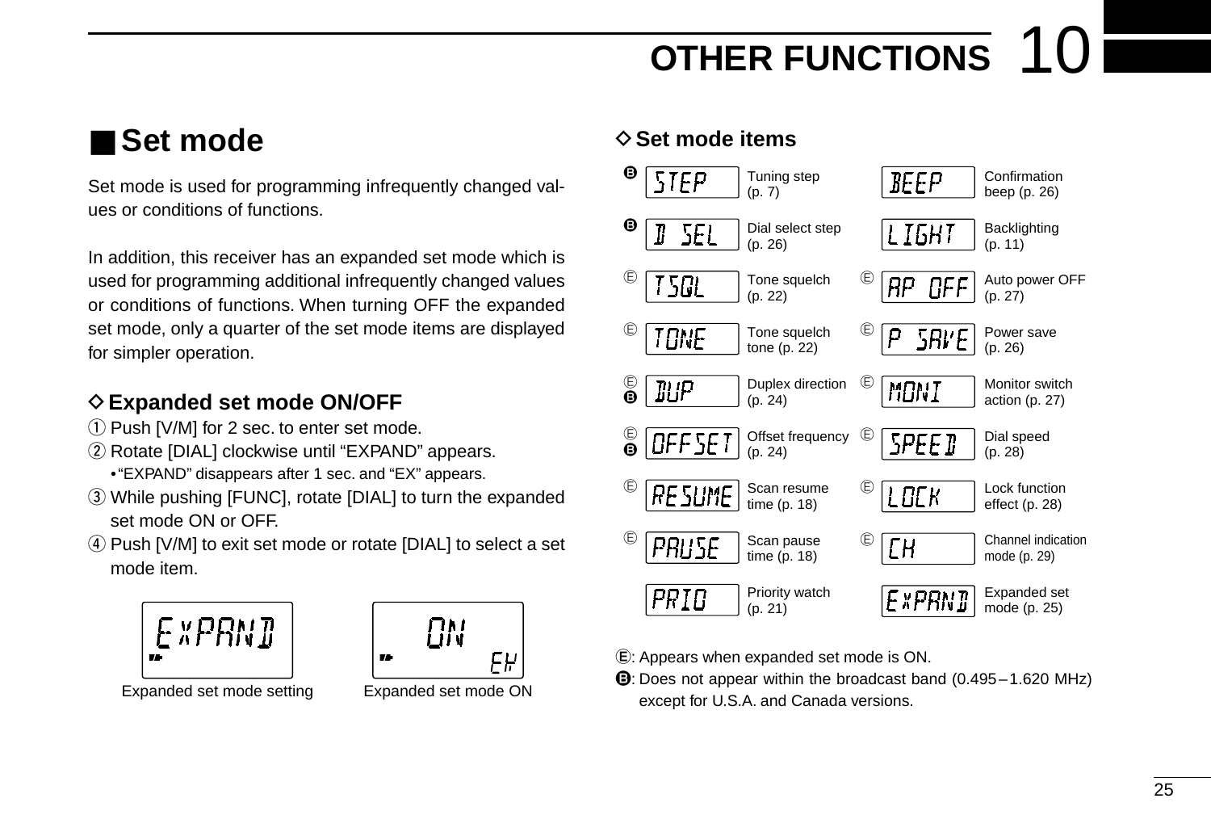## ■ Set mode

Set mode is used for programming infrequently changed values or conditions of functions.

In addition, this receiver has an expanded set mode which is used for programming additional infrequently changed values or conditions of functions. When turning OFF the expanded set mode, only a quarter of the set mode items are displayed for simpler operation.

### ◇ Expanded set mode ON/OFF

① Push [V/M] for 2 sec. to enter set mode.
② Rotate [DIAL] clockwise until "EXPAND" appears.
  • "EXPAND" disappears after 1 sec. and "EX" appears.
③ While pushing [FUNC], rotate [DIAL] to turn the expanded set mode ON or OFF.
④ Push [V/M] to exit set mode or rotate [DIAL] to select a set mode item.

EXPAND — Expanded set mode setting

ON EX — Expanded set mode ON

### ◇ Set mode items

| Mark | Display | Item | Mark | Display | Item |
|---|---|---|---|---|---|
| B | STEP | Tuning step (p. 7) | | BEEP | Confirmation beep (p. 26) |
| B | D SEL | Dial select step (p. 26) | | LIGHT | Backlighting (p. 11) |
| E | TSQL | Tone squelch (p. 22) | E | AP OFF | Auto power OFF (p. 27) |
| E | TONE | Tone squelch tone (p. 22) | E | P SAVE | Power save (p. 26) |
| E, B | DUP | Duplex direction (p. 24) | E | MONI | Monitor switch action (p. 27) |
| E, B | OFFSET | Offset frequency (p. 24) | E | SPEED | Dial speed (p. 28) |
| E | RESUME | Scan resume time (p. 18) | E | LOCK | Lock function effect (p. 28) |
| E | PAUSE | Scan pause time (p. 18) | E | CH | Channel indication mode (p. 29) |
| | PRIO | Priority watch (p. 21) | | EXPAND | Expanded set mode (p. 25) |

Ⓔ: Appears when expanded set mode is ON.
Ⓑ: Does not appear within the broadcast band (0.495–1.620 MHz) except for U.S.A. and Canada versions.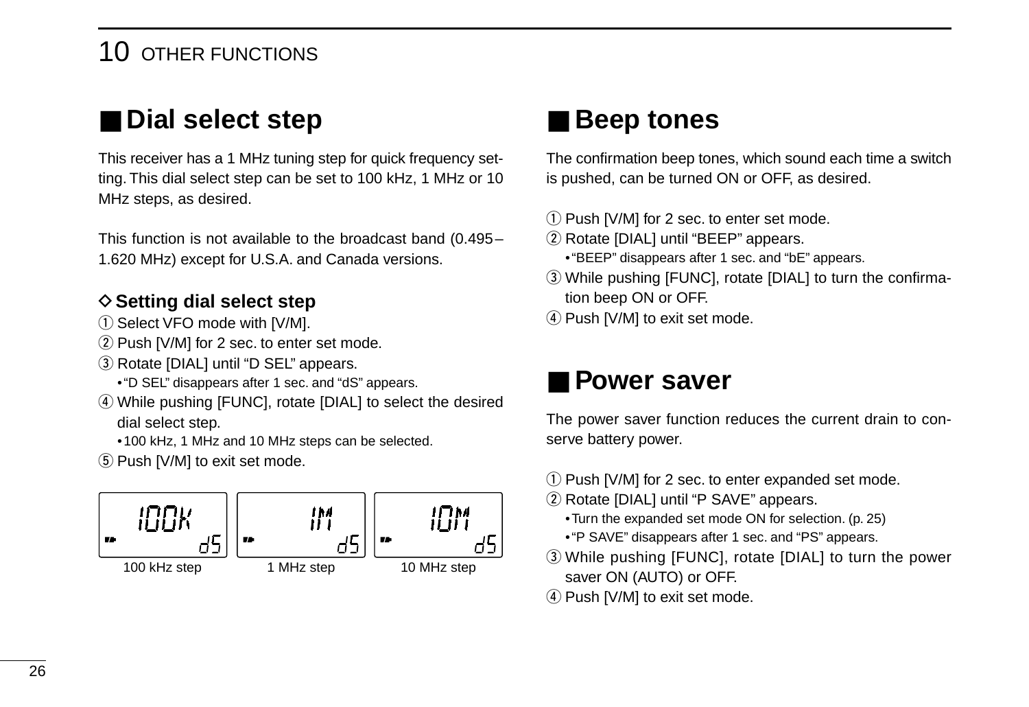## ■ Dial select step

This receiver has a 1 MHz tuning step for quick frequency setting. This dial select step can be set to 100 kHz, 1 MHz or 10 MHz steps, as desired.

This function is not available to the broadcast band (0.495–1.620 MHz) except for U.S.A. and Canada versions.

### ◇ Setting dial select step

① Select VFO mode with [V/M].
② Push [V/M] for 2 sec. to enter set mode.
③ Rotate [DIAL] until “D SEL” appears.
 • “D SEL” disappears after 1 sec. and “dS” appears.
④ While pushing [FUNC], rotate [DIAL] to select the desired dial select step.
 • 100 kHz, 1 MHz and 10 MHz steps can be selected.
⑤ Push [V/M] to exit set mode.

100k dS — 100 kHz step

1M dS — 1 MHz step

10M dS — 10 MHz step

## ■ Beep tones

The confirmation beep tones, which sound each time a switch is pushed, can be turned ON or OFF, as desired.

① Push [V/M] for 2 sec. to enter set mode.
② Rotate [DIAL] until “BEEP” appears.
 • “BEEP” disappears after 1 sec. and “bE” appears.
③ While pushing [FUNC], rotate [DIAL] to turn the confirmation beep ON or OFF.
④ Push [V/M] to exit set mode.

## ■ Power saver

The power saver function reduces the current drain to conserve battery power.

① Push [V/M] for 2 sec. to enter expanded set mode.
② Rotate [DIAL] until “P SAVE” appears.
 • Turn the expanded set mode ON for selection. (p. 25)
 • “P SAVE” disappears after 1 sec. and “PS” appears.
③ While pushing [FUNC], rotate [DIAL] to turn the power saver ON (AUTO) or OFF.
④ Push [V/M] to exit set mode.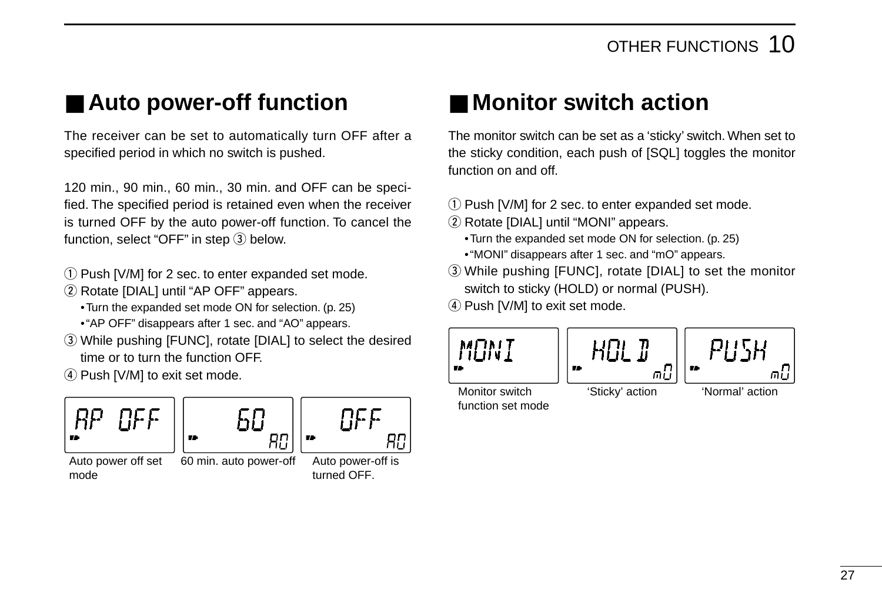## ■ Auto power-off function

The receiver can be set to automatically turn OFF after a specified period in which no switch is pushed.

120 min., 90 min., 60 min., 30 min. and OFF can be specified. The specified period is retained even when the receiver is turned OFF by the auto power-off function. To cancel the function, select "OFF" in step ③ below.

① Push [V/M] for 2 sec. to enter expanded set mode.
② Rotate [DIAL] until "AP OFF" appears.
  • Turn the expanded set mode ON for selection. (p. 25)
  • "AP OFF" disappears after 1 sec. and "AO" appears.
③ While pushing [FUNC], rotate [DIAL] to select the desired time or to turn the function OFF.
④ Push [V/M] to exit set mode.

AP OFF — Auto power off set mode

60 AO — 60 min. auto power-off

OFF AO — Auto power-off is turned OFF.

## ■ Monitor switch action

The monitor switch can be set as a 'sticky' switch. When set to the sticky condition, each push of [SQL] toggles the monitor function on and off.

① Push [V/M] for 2 sec. to enter expanded set mode.
② Rotate [DIAL] until "MONI" appears.
  • Turn the expanded set mode ON for selection. (p. 25)
  • "MONI" disappears after 1 sec. and "mO" appears.
③ While pushing [FUNC], rotate [DIAL] to set the monitor switch to sticky (HOLD) or normal (PUSH).
④ Push [V/M] to exit set mode.

MONI — Monitor switch function set mode

HOLD mO — 'Sticky' action

PUSH mO — 'Normal' action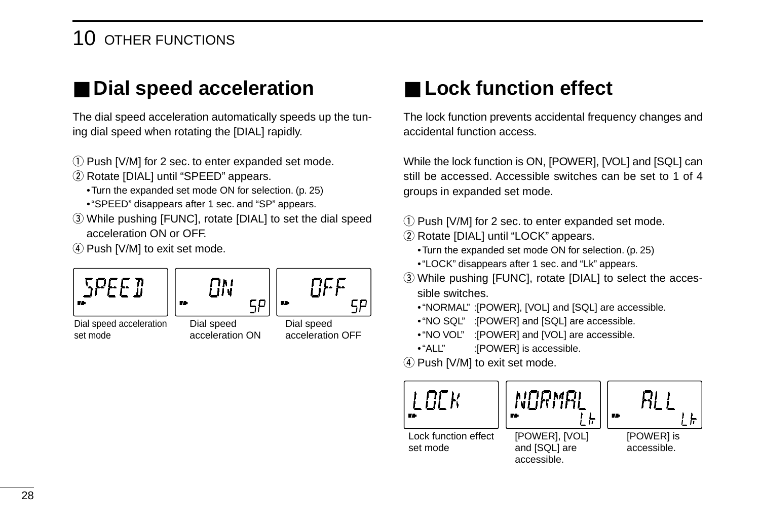## ■ Dial speed acceleration

The dial speed acceleration automatically speeds up the tuning dial speed when rotating the [DIAL] rapidly.

① Push [V/M] for 2 sec. to enter expanded set mode.
② Rotate [DIAL] until “SPEED” appears.
  • Turn the expanded set mode ON for selection. (p. 25)
  • “SPEED” disappears after 1 sec. and “SP” appears.
③ While pushing [FUNC], rotate [DIAL] to set the dial speed acceleration ON or OFF.
④ Push [V/M] to exit set mode.

SPEED — Dial speed acceleration set mode

ON SP — Dial speed acceleration ON

OFF SP — Dial speed acceleration OFF

## ■ Lock function effect

The lock function prevents accidental frequency changes and accidental function access.

While the lock function is ON, [POWER], [VOL] and [SQL] can still be accessed. Accessible switches can be set to 1 of 4 groups in expanded set mode.

① Push [V/M] for 2 sec. to enter expanded set mode.
② Rotate [DIAL] until “LOCK” appears.
  • Turn the expanded set mode ON for selection. (p. 25)
  • “LOCK” disappears after 1 sec. and “Lk” appears.
③ While pushing [FUNC], rotate [DIAL] to select the accessible switches.
  • “NORMAL” :[POWER], [VOL] and [SQL] are accessible.
  • “NO SQL” :[POWER] and [SQL] are accessible.
  • “NO VOL” :[POWER] and [VOL] are accessible.
  • “ALL” :[POWER] is accessible.
④ Push [V/M] to exit set mode.

LOCK — Lock function effect set mode

NORMAL Lk — [POWER], [VOL] and [SQL] are accessible.

ALL Lk — [POWER] is accessible.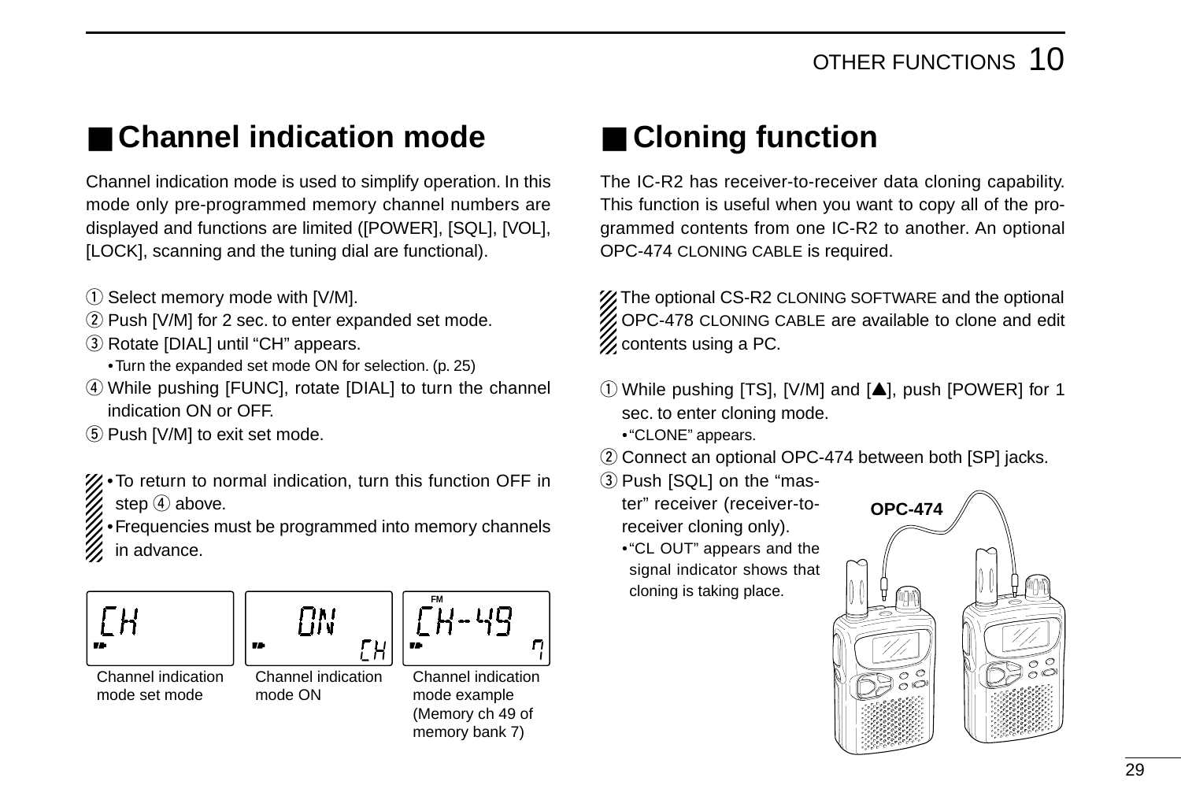## ■ Channel indication mode

Channel indication mode is used to simplify operation. In this mode only pre-programmed memory channel numbers are displayed and functions are limited ([POWER], [SQL], [VOL], [LOCK], scanning and the tuning dial are functional).

① Select memory mode with [V/M].
② Push [V/M] for 2 sec. to enter expanded set mode.
③ Rotate [DIAL] until “CH” appears.
 • Turn the expanded set mode ON for selection. (p. 25)
④ While pushing [FUNC], rotate [DIAL] to turn the channel indication ON or OFF.
⑤ Push [V/M] to exit set mode.

• To return to normal indication, turn this function OFF in step ④ above.
• Frequencies must be programmed into memory channels in advance.

Channel indication mode set mode

Channel indication mode ON

Channel indication mode example (Memory ch 49 of memory bank 7)

## ■ Cloning function

The IC-R2 has receiver-to-receiver data cloning capability. This function is useful when you want to copy all of the programmed contents from one IC-R2 to another. An optional OPC-474 CLONING CABLE is required.

The optional CS-R2 CLONING SOFTWARE and the optional OPC-478 CLONING CABLE are available to clone and edit contents using a PC.

① While pushing [TS], [V/M] and [▲], push [POWER] for 1 sec. to enter cloning mode.
 • “CLONE” appears.
② Connect an optional OPC-474 between both [SP] jacks.
③ Push [SQL] on the “master” receiver (receiver-to-receiver cloning only).
 • “CL OUT” appears and the signal indicator shows that cloning is taking place.

OPC-474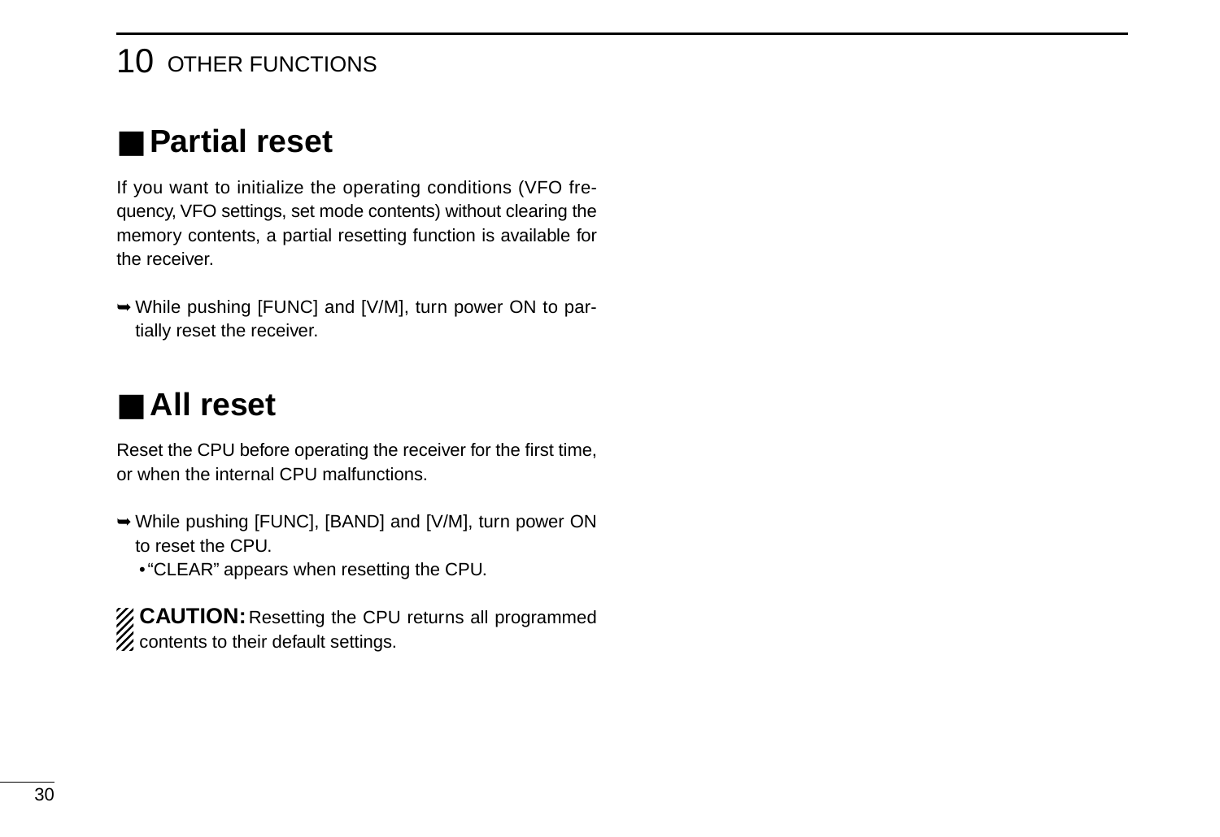## Partial reset

If you want to initialize the operating conditions (VFO frequency, VFO settings, set mode contents) without clearing the memory contents, a partial resetting function is available for the receiver.

➥ While pushing [FUNC] and [V/M], turn power ON to partially reset the receiver.

## All reset

Reset the CPU before operating the receiver for the first time, or when the internal CPU malfunctions.

➥ While pushing [FUNC], [BAND] and [V/M], turn power ON to reset the CPU.
  • "CLEAR" appears when resetting the CPU.

**CAUTION:** Resetting the CPU returns all programmed contents to their default settings.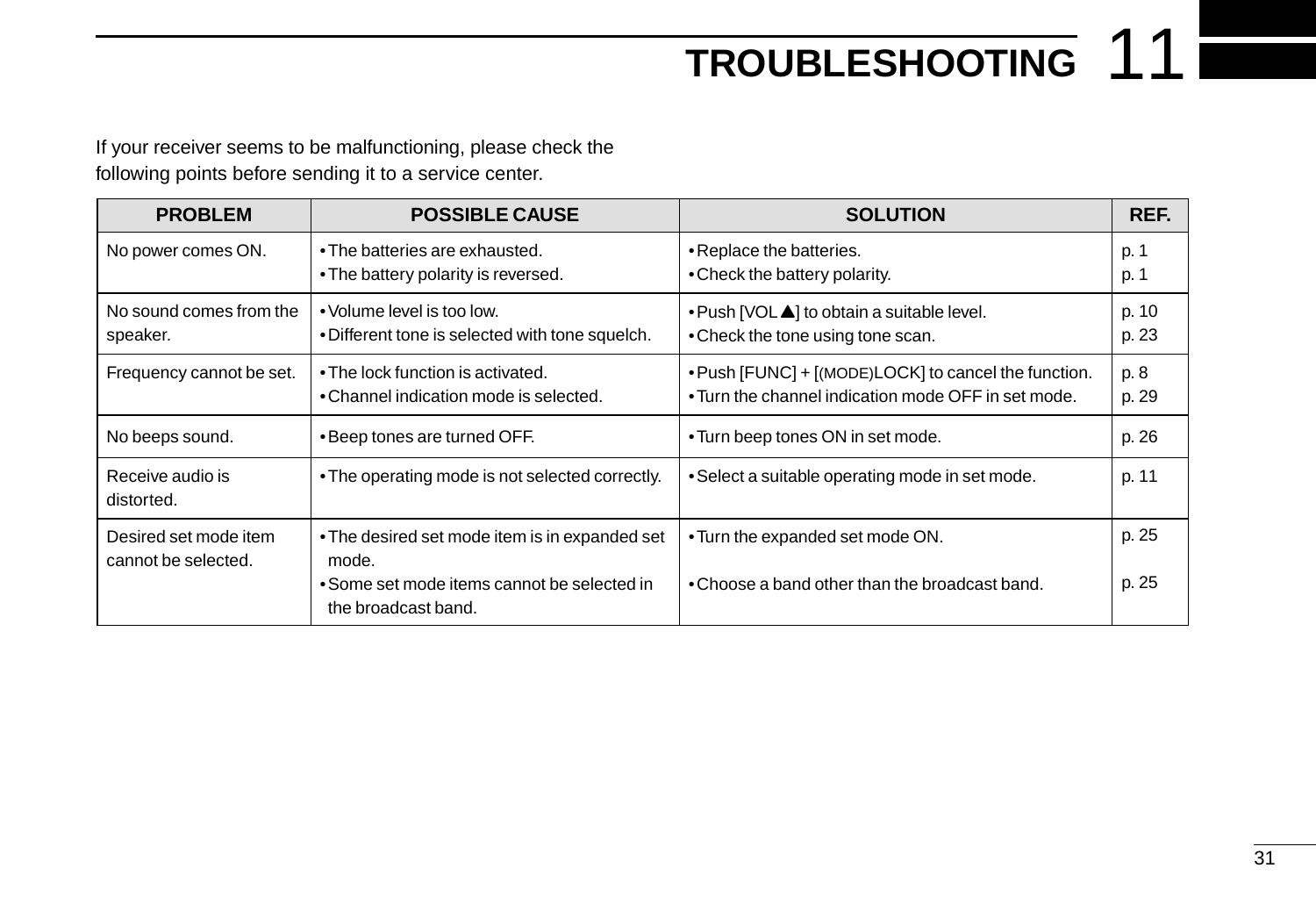# 11 TROUBLESHOOTING

If your receiver seems to be malfunctioning, please check the following points before sending it to a service center.

| PROBLEM | POSSIBLE CAUSE | SOLUTION | REF. |
|---|---|---|---|
| No power comes ON. | • The batteries are exhausted.<br>• The battery polarity is reversed. | • Replace the batteries.<br>• Check the battery polarity. | p. 1<br>p. 1 |
| No sound comes from the speaker. | • Volume level is too low.<br>• Different tone is selected with tone squelch. | • Push [VOL▲] to obtain a suitable level.<br>• Check the tone using tone scan. | p. 10<br>p. 23 |
| Frequency cannot be set. | • The lock function is activated.<br>• Channel indication mode is selected. | • Push [FUNC] + [(MODE)LOCK] to cancel the function.<br>• Turn the channel indication mode OFF in set mode. | p. 8<br>p. 29 |
| No beeps sound. | • Beep tones are turned OFF. | • Turn beep tones ON in set mode. | p. 26 |
| Receive audio is distorted. | • The operating mode is not selected correctly. | • Select a suitable operating mode in set mode. | p. 11 |
| Desired set mode item cannot be selected. | • The desired set mode item is in expanded set mode.<br>• Some set mode items cannot be selected in the broadcast band. | • Turn the expanded set mode ON.<br>• Choose a band other than the broadcast band. | p. 25<br>p. 25 |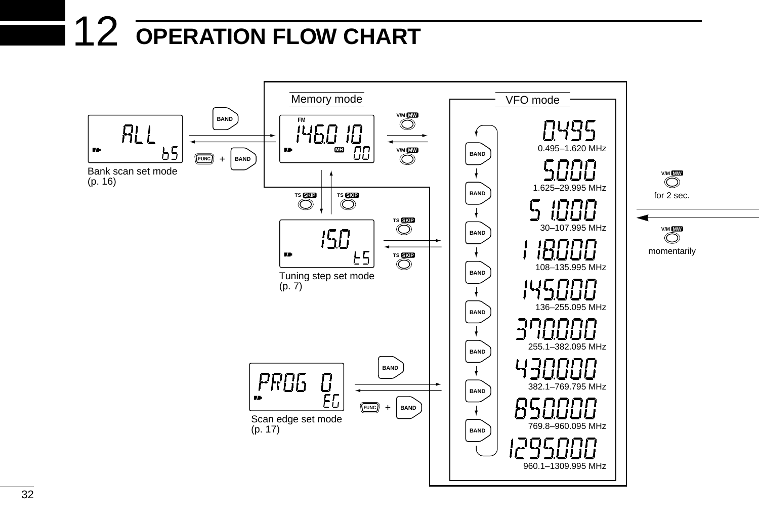# 12 OPERATION FLOW CHART

Memory mode

VFO mode

BAND

FUNC + BAND

Bank scan set mode (p. 16)

V/M MW

V/M MW

TS SKIP

TS SKIP

TS SKIP

TS SKIP

Tuning step set mode (p. 7)

BAND

FUNC + BAND

Scan edge set mode (p. 17)

0.495–1.620 MHz

1.625–29.995 MHz

30–107.995 MHz

108–135.995 MHz

136–255.095 MHz

255.1–382.095 MHz

382.1–769.795 MHz

769.8–960.095 MHz

960.1–1309.995 MHz

V/M MW for 2 sec.

V/M MW momentarily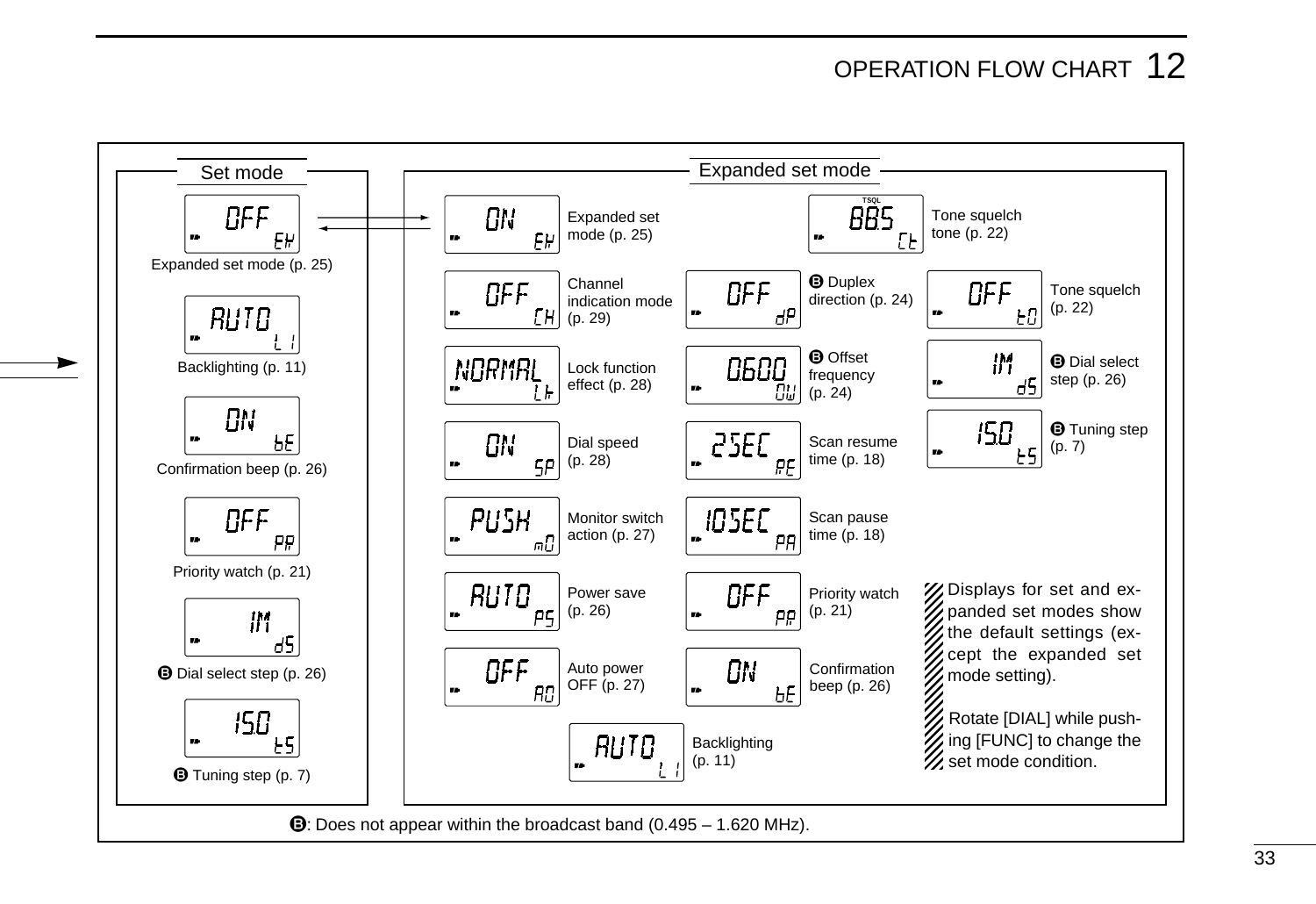## OPERATION FLOW CHART

### Set mode

| Display | Item |
|---|---|
| OFF / EH | Expanded set mode (p. 25) |
| AUTO / L I | Backlighting (p. 11) |
| ON / bE | Confirmation beep (p. 26) |
| OFF / PR | Priority watch (p. 21) |
| 1M / dS | **B** Dial select step (p. 26) |
| 15.0 / tS | **B** Tuning step (p. 7) |

### Expanded set mode

| Display | Item |
|---|---|
| ON / EH | Expanded set mode (p. 25) |
| OFF / CH | Channel indication mode (p. 29) |
| NORMAL / Lk | Lock function effect (p. 28) |
| ON / SP | Dial speed (p. 28) |
| PUSH / mO | Monitor switch action (p. 27) |
| AUTO / PS | Power save (p. 26) |
| OFF / AO | Auto power OFF (p. 27) |
| AUTO / L I | Backlighting (p. 11) |
| OFF / dP | **B** Duplex direction (p. 24) |
| 0600 / OW | **B** Offset frequency (p. 24) |
| 2SEC / RE | Scan resume time (p. 18) |
| 10SEC / PA | Scan pause time (p. 18) |
| OFF / PR | Priority watch (p. 21) |
| ON / bE | Confirmation beep (p. 26) |
| TSQL 88.5 / Ct | Tone squelch tone (p. 22) |
| OFF / tO | Tone squelch (p. 22) |
| 1M / dS | **B** Dial select step (p. 26) |
| 15.0 / tS | **B** Tuning step (p. 7) |

Displays for set and expanded set modes show the default settings (except the expanded set mode setting).

Rotate [DIAL] while pushing [FUNC] to change the set mode condition.

**B**: Does not appear within the broadcast band (0.495 – 1.620 MHz).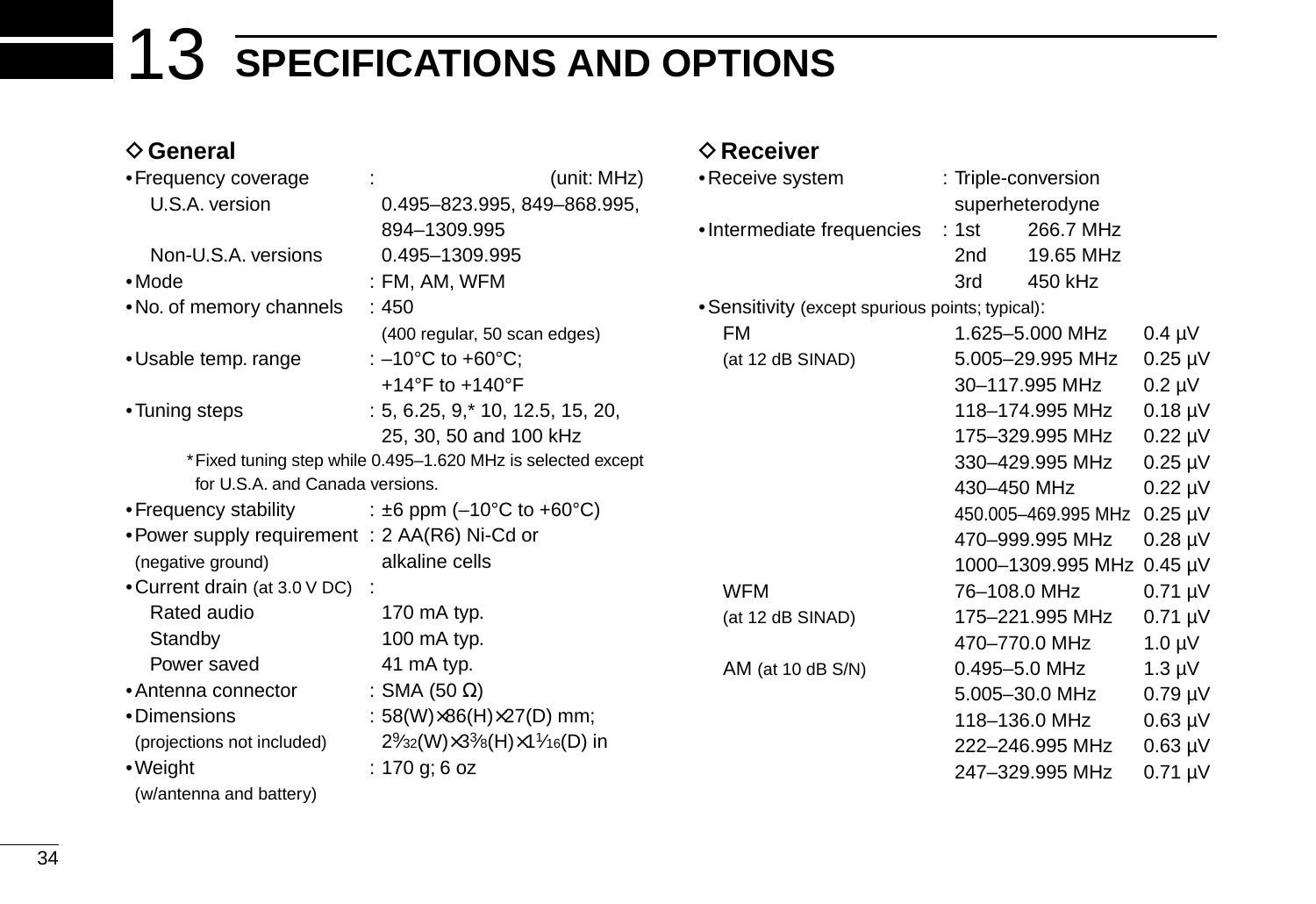# 13 SPECIFICATIONS AND OPTIONS

## ◇ General

- Frequency coverage : (unit: MHz)
  - U.S.A. version: 0.495–823.995, 849–868.995, 894–1309.995
  - Non-U.S.A. versions: 0.495–1309.995
- Mode : FM, AM, WFM
- No. of memory channels : 450 (400 regular, 50 scan edges)
- Usable temp. range : –10°C to +60°C; +14°F to +140°F
- Tuning steps : 5, 6.25, 9,* 10, 12.5, 15, 20, 25, 30, 50 and 100 kHz

  *Fixed tuning step while 0.495–1.620 MHz is selected except for U.S.A. and Canada versions.
- Frequency stability : ±6 ppm (–10°C to +60°C)
- Power supply requirement (negative ground) : 2 AA(R6) Ni-Cd or alkaline cells
- Current drain (at 3.0 V DC) :
  - Rated audio: 170 mA typ.
  - Standby: 100 mA typ.
  - Power saved: 41 mA typ.
- Antenna connector : SMA (50 Ω)
- Dimensions (projections not included) : 58(W)×86(H)×27(D) mm; 2 9⁄32(W)×3 3⁄8(H)×1 1⁄16(D) in
- Weight (w/antenna and battery) : 170 g; 6 oz

## ◇ Receiver

- Receive system : Triple-conversion superheterodyne
- Intermediate frequencies :
  - 1st: 266.7 MHz
  - 2nd: 19.65 MHz
  - 3rd: 450 kHz
- Sensitivity (except spurious points; typical):

| Mode | Frequency | Sensitivity |
|---|---|---|
| FM (at 12 dB SINAD) | 1.625–5.000 MHz | 0.4 µV |
| | 5.005–29.995 MHz | 0.25 µV |
| | 30–117.995 MHz | 0.2 µV |
| | 118–174.995 MHz | 0.18 µV |
| | 175–329.995 MHz | 0.22 µV |
| | 330–429.995 MHz | 0.25 µV |
| | 430–450 MHz | 0.22 µV |
| | 450.005–469.995 MHz | 0.25 µV |
| | 470–999.995 MHz | 0.28 µV |
| | 1000–1309.995 MHz | 0.45 µV |
| WFM (at 12 dB SINAD) | 76–108.0 MHz | 0.71 µV |
| | 175–221.995 MHz | 0.71 µV |
| | 470–770.0 MHz | 1.0 µV |
| AM (at 10 dB S/N) | 0.495–5.0 MHz | 1.3 µV |
| | 5.005–30.0 MHz | 0.79 µV |
| | 118–136.0 MHz | 0.63 µV |
| | 222–246.995 MHz | 0.63 µV |
| | 247–329.995 MHz | 0.71 µV |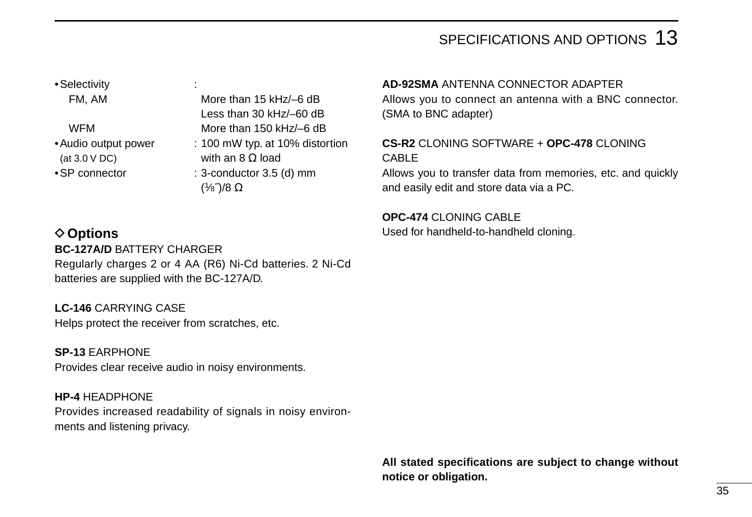- Selectivity :
  - FM, AM: More than 15 kHz/–6 dB
    Less than 30 kHz/–60 dB
  - WFM: More than 150 kHz/–6 dB
- Audio output power (at 3.0 V DC) : 100 mW typ. at 10% distortion with an 8 Ω load
- SP connector : 3-conductor 3.5 (d) mm (⅛″)/8 Ω

## ◇ Options

**BC-127A/D** BATTERY CHARGER
Regularly charges 2 or 4 AA (R6) Ni-Cd batteries. 2 Ni-Cd batteries are supplied with the BC-127A/D.

**LC-146** CARRYING CASE
Helps protect the receiver from scratches, etc.

**SP-13** EARPHONE
Provides clear receive audio in noisy environments.

**HP-4** HEADPHONE
Provides increased readability of signals in noisy environments and listening privacy.

**AD-92SMA** ANTENNA CONNECTOR ADAPTER
Allows you to connect an antenna with a BNC connector. (SMA to BNC adapter)

**CS-R2** CLONING SOFTWARE + **OPC-478** CLONING CABLE
Allows you to transfer data from memories, etc. and quickly and easily edit and store data via a PC.

**OPC-474** CLONING CABLE
Used for handheld-to-handheld cloning.

**All stated specifications are subject to change without notice or obligation.**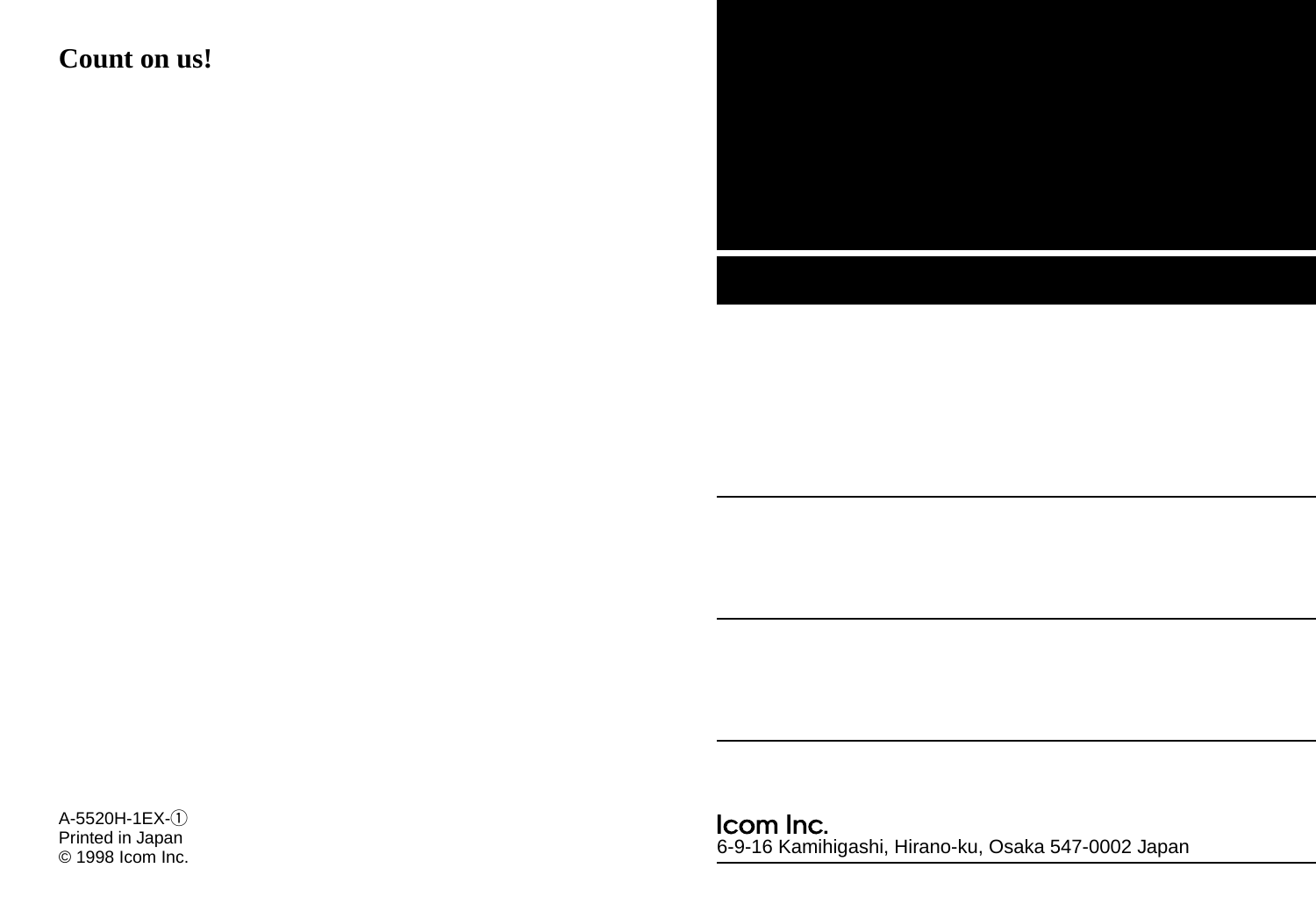**Count on us!**

A-5520H-1EX-①
Printed in Japan
© 1998 Icom Inc.

Icom Inc.
6-9-16 Kamihigashi, Hirano-ku, Osaka 547-0002 Japan